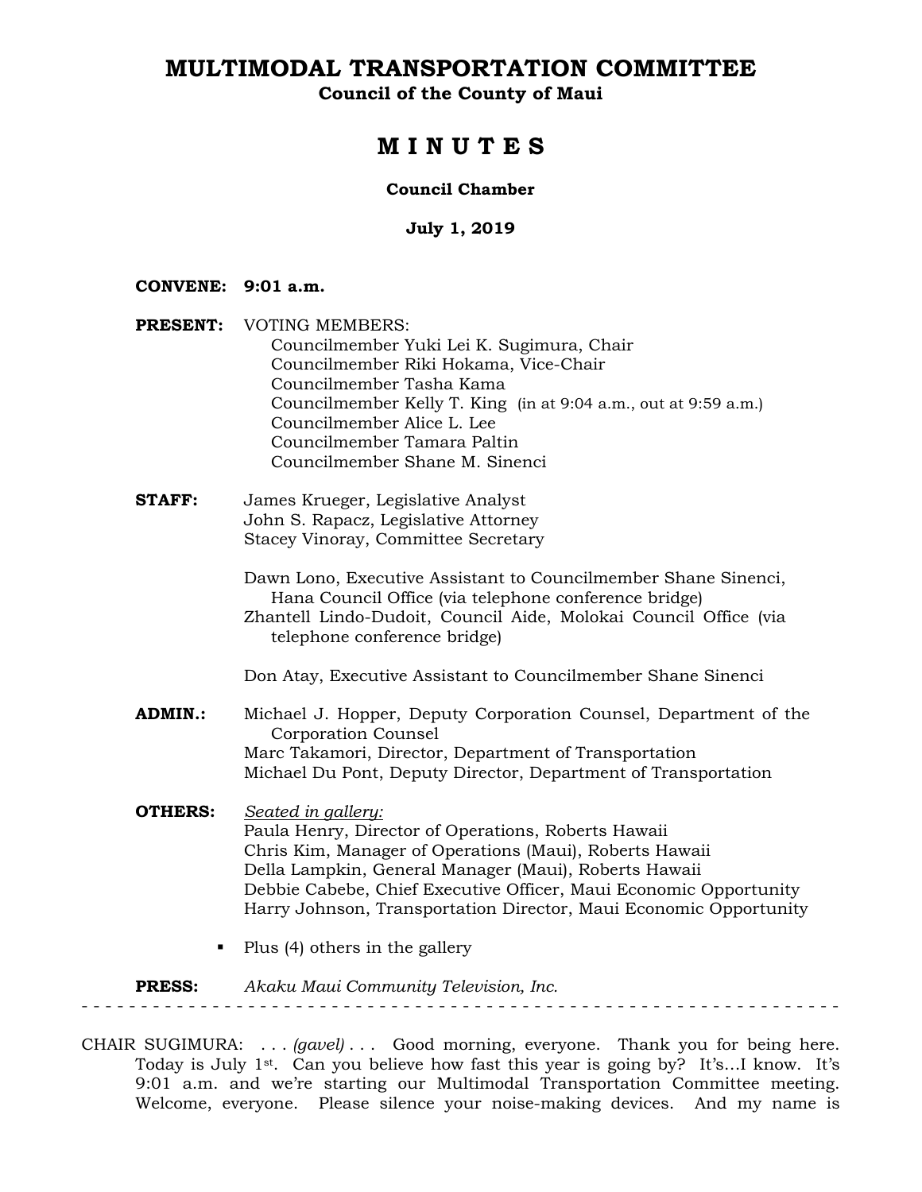# MULTIMODAL TRANSPORTATION COMMITTEE

**Council of the County of Maui**

# M I N U T E S

**Council Chamber**

**July 1, 2019**

**CONVENE:** **9:01 a.m.**

**PRESENT:** VOTING MEMBERS:
- Councilmember Yuki Lei K. Sugimura, Chair
- Councilmember Riki Hokama, Vice-Chair
- Councilmember Tasha Kama
- Councilmember Kelly T. King (in at 9:04 a.m., out at 9:59 a.m.)
- Councilmember Alice L. Lee
- Councilmember Tamara Paltin
- Councilmember Shane M. Sinenci

**STAFF:**
- James Krueger, Legislative Analyst
- John S. Rapacz, Legislative Attorney
- Stacey Vinoray, Committee Secretary

- Dawn Lono, Executive Assistant to Councilmember Shane Sinenci, Hana Council Office (via telephone conference bridge)
- Zhantell Lindo-Dudoit, Council Aide, Molokai Council Office (via telephone conference bridge)

- Don Atay, Executive Assistant to Councilmember Shane Sinenci

**ADMIN.:**
- Michael J. Hopper, Deputy Corporation Counsel, Department of the Corporation Counsel
- Marc Takamori, Director, Department of Transportation
- Michael Du Pont, Deputy Director, Department of Transportation

**OTHERS:** *Seated in gallery:*
- Paula Henry, Director of Operations, Roberts Hawaii
- Chris Kim, Manager of Operations (Maui), Roberts Hawaii
- Della Lampkin, General Manager (Maui), Roberts Hawaii
- Debbie Cabebe, Chief Executive Officer, Maui Economic Opportunity
- Harry Johnson, Transportation Director, Maui Economic Opportunity

- Plus (4) others in the gallery

**PRESS:** *Akaku Maui Community Television, Inc.*

---

CHAIR SUGIMURA: . . . *(gavel)* . . . Good morning, everyone. Thank you for being here. Today is July 1st. Can you believe how fast this year is going by? It's...I know. It's 9:01 a.m. and we're starting our Multimodal Transportation Committee meeting. Welcome, everyone. Please silence your noise-making devices. And my name is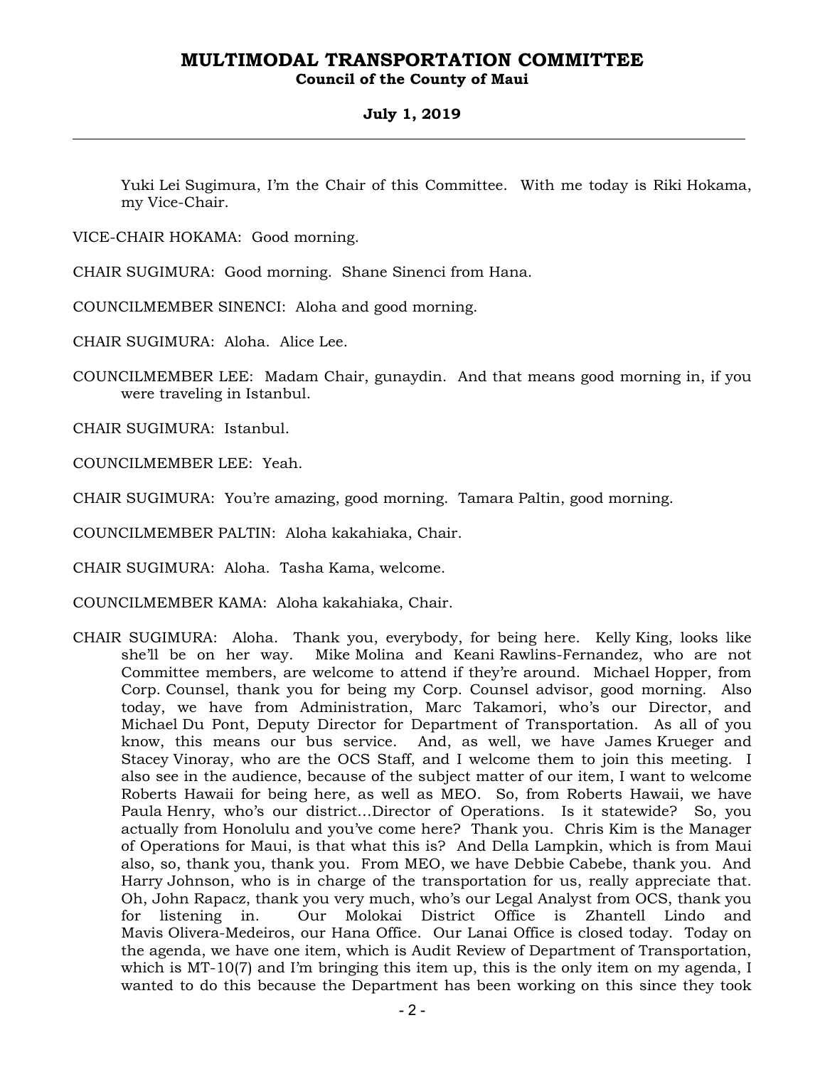Yuki Lei Sugimura, I'm the Chair of this Committee. With me today is Riki Hokama, my Vice-Chair.

VICE-CHAIR HOKAMA: Good morning.

CHAIR SUGIMURA: Good morning. Shane Sinenci from Hana.

COUNCILMEMBER SINENCI: Aloha and good morning.

CHAIR SUGIMURA: Aloha. Alice Lee.

COUNCILMEMBER LEE: Madam Chair, gunaydin. And that means good morning in, if you were traveling in Istanbul.

CHAIR SUGIMURA: Istanbul.

COUNCILMEMBER LEE: Yeah.

CHAIR SUGIMURA: You're amazing, good morning. Tamara Paltin, good morning.

COUNCILMEMBER PALTIN: Aloha kakahiaka, Chair.

CHAIR SUGIMURA: Aloha. Tasha Kama, welcome.

COUNCILMEMBER KAMA: Aloha kakahiaka, Chair.

CHAIR SUGIMURA: Aloha. Thank you, everybody, for being here. Kelly King, looks like she'll be on her way. Mike Molina and Keani Rawlins-Fernandez, who are not Committee members, are welcome to attend if they're around. Michael Hopper, from Corp. Counsel, thank you for being my Corp. Counsel advisor, good morning. Also today, we have from Administration, Marc Takamori, who's our Director, and Michael Du Pont, Deputy Director for Department of Transportation. As all of you know, this means our bus service. And, as well, we have James Krueger and Stacey Vinoray, who are the OCS Staff, and I welcome them to join this meeting. I also see in the audience, because of the subject matter of our item, I want to welcome Roberts Hawaii for being here, as well as MEO. So, from Roberts Hawaii, we have Paula Henry, who's our district...Director of Operations. Is it statewide? So, you actually from Honolulu and you've come here? Thank you. Chris Kim is the Manager of Operations for Maui, is that what this is? And Della Lampkin, which is from Maui also, so, thank you, thank you. From MEO, we have Debbie Cabebe, thank you. And Harry Johnson, who is in charge of the transportation for us, really appreciate that. Oh, John Rapacz, thank you very much, who's our Legal Analyst from OCS, thank you for listening in. Our Molokai District Office is Zhantell Lindo and Mavis Olivera-Medeiros, our Hana Office. Our Lanai Office is closed today. Today on the agenda, we have one item, which is Audit Review of Department of Transportation, which is MT-10(7) and I'm bringing this item up, this is the only item on my agenda, I wanted to do this because the Department has been working on this since they took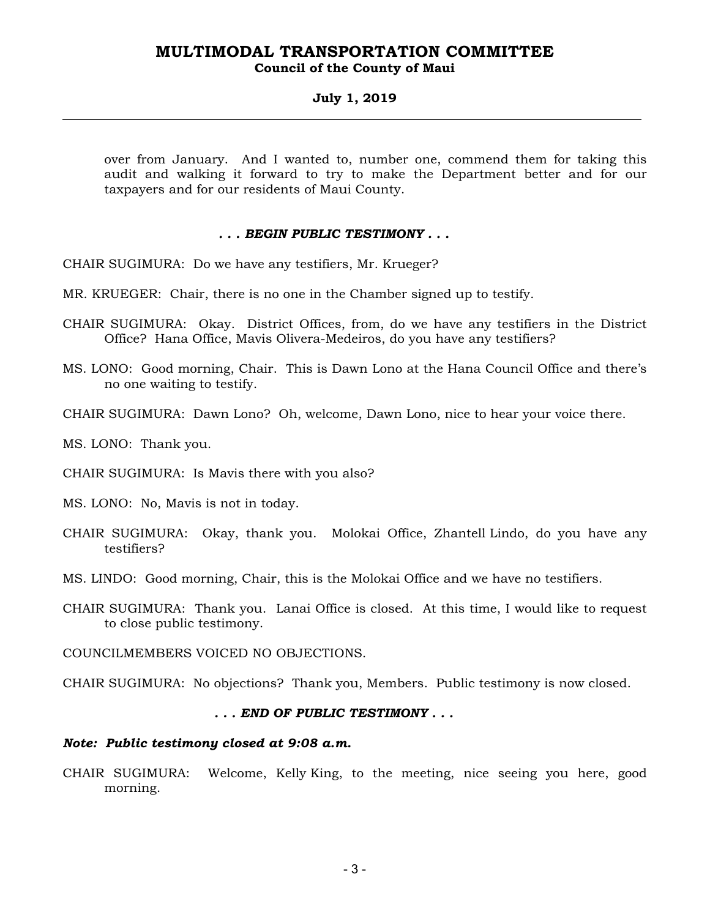over from January. And I wanted to, number one, commend them for taking this audit and walking it forward to try to make the Department better and for our taxpayers and for our residents of Maui County.

***. . . BEGIN PUBLIC TESTIMONY . . .***

CHAIR SUGIMURA: Do we have any testifiers, Mr. Krueger?

MR. KRUEGER: Chair, there is no one in the Chamber signed up to testify.

CHAIR SUGIMURA: Okay. District Offices, from, do we have any testifiers in the District Office? Hana Office, Mavis Olivera-Medeiros, do you have any testifiers?

MS. LONO: Good morning, Chair. This is Dawn Lono at the Hana Council Office and there's no one waiting to testify.

CHAIR SUGIMURA: Dawn Lono? Oh, welcome, Dawn Lono, nice to hear your voice there.

MS. LONO: Thank you.

CHAIR SUGIMURA: Is Mavis there with you also?

MS. LONO: No, Mavis is not in today.

CHAIR SUGIMURA: Okay, thank you. Molokai Office, Zhantell Lindo, do you have any testifiers?

MS. LINDO: Good morning, Chair, this is the Molokai Office and we have no testifiers.

CHAIR SUGIMURA: Thank you. Lanai Office is closed. At this time, I would like to request to close public testimony.

COUNCILMEMBERS VOICED NO OBJECTIONS.

CHAIR SUGIMURA: No objections? Thank you, Members. Public testimony is now closed.

***. . . END OF PUBLIC TESTIMONY . . .***

***Note: Public testimony closed at 9:08 a.m.***

CHAIR SUGIMURA: Welcome, Kelly King, to the meeting, nice seeing you here, good morning.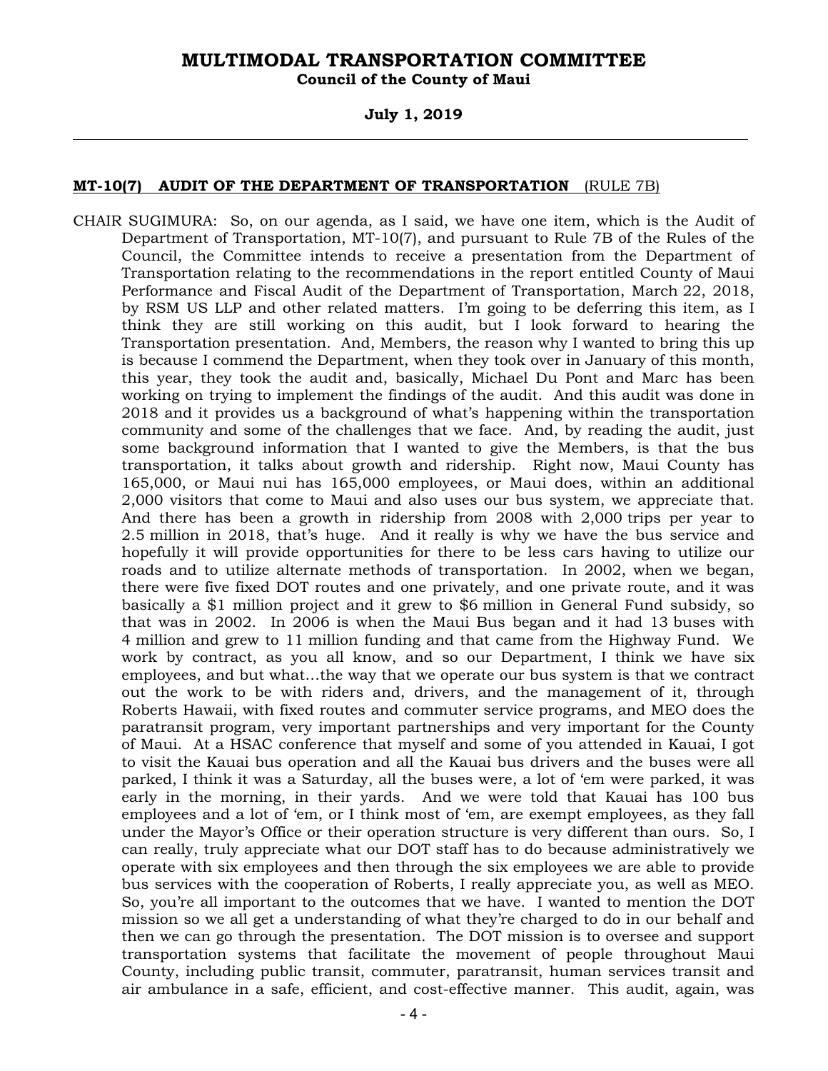**MT-10(7) AUDIT OF THE DEPARTMENT OF TRANSPORTATION** (RULE 7B)

CHAIR SUGIMURA: So, on our agenda, as I said, we have one item, which is the Audit of Department of Transportation, MT-10(7), and pursuant to Rule 7B of the Rules of the Council, the Committee intends to receive a presentation from the Department of Transportation relating to the recommendations in the report entitled County of Maui Performance and Fiscal Audit of the Department of Transportation, March 22, 2018, by RSM US LLP and other related matters. I'm going to be deferring this item, as I think they are still working on this audit, but I look forward to hearing the Transportation presentation. And, Members, the reason why I wanted to bring this up is because I commend the Department, when they took over in January of this month, this year, they took the audit and, basically, Michael Du Pont and Marc has been working on trying to implement the findings of the audit. And this audit was done in 2018 and it provides us a background of what's happening within the transportation community and some of the challenges that we face. And, by reading the audit, just some background information that I wanted to give the Members, is that the bus transportation, it talks about growth and ridership. Right now, Maui County has 165,000, or Maui nui has 165,000 employees, or Maui does, within an additional 2,000 visitors that come to Maui and also uses our bus system, we appreciate that. And there has been a growth in ridership from 2008 with 2,000 trips per year to 2.5 million in 2018, that's huge. And it really is why we have the bus service and hopefully it will provide opportunities for there to be less cars having to utilize our roads and to utilize alternate methods of transportation. In 2002, when we began, there were five fixed DOT routes and one privately, and one private route, and it was basically a $1 million project and it grew to $6 million in General Fund subsidy, so that was in 2002. In 2006 is when the Maui Bus began and it had 13 buses with 4 million and grew to 11 million funding and that came from the Highway Fund. We work by contract, as you all know, and so our Department, I think we have six employees, and but what...the way that we operate our bus system is that we contract out the work to be with riders and, drivers, and the management of it, through Roberts Hawaii, with fixed routes and commuter service programs, and MEO does the paratransit program, very important partnerships and very important for the County of Maui. At a HSAC conference that myself and some of you attended in Kauai, I got to visit the Kauai bus operation and all the Kauai bus drivers and the buses were all parked, I think it was a Saturday, all the buses were, a lot of 'em were parked, it was early in the morning, in their yards. And we were told that Kauai has 100 bus employees and a lot of 'em, or I think most of 'em, are exempt employees, as they fall under the Mayor's Office or their operation structure is very different than ours. So, I can really, truly appreciate what our DOT staff has to do because administratively we operate with six employees and then through the six employees we are able to provide bus services with the cooperation of Roberts, I really appreciate you, as well as MEO. So, you're all important to the outcomes that we have. I wanted to mention the DOT mission so we all get a understanding of what they're charged to do in our behalf and then we can go through the presentation. The DOT mission is to oversee and support transportation systems that facilitate the movement of people throughout Maui County, including public transit, commuter, paratransit, human services transit and air ambulance in a safe, efficient, and cost-effective manner. This audit, again, was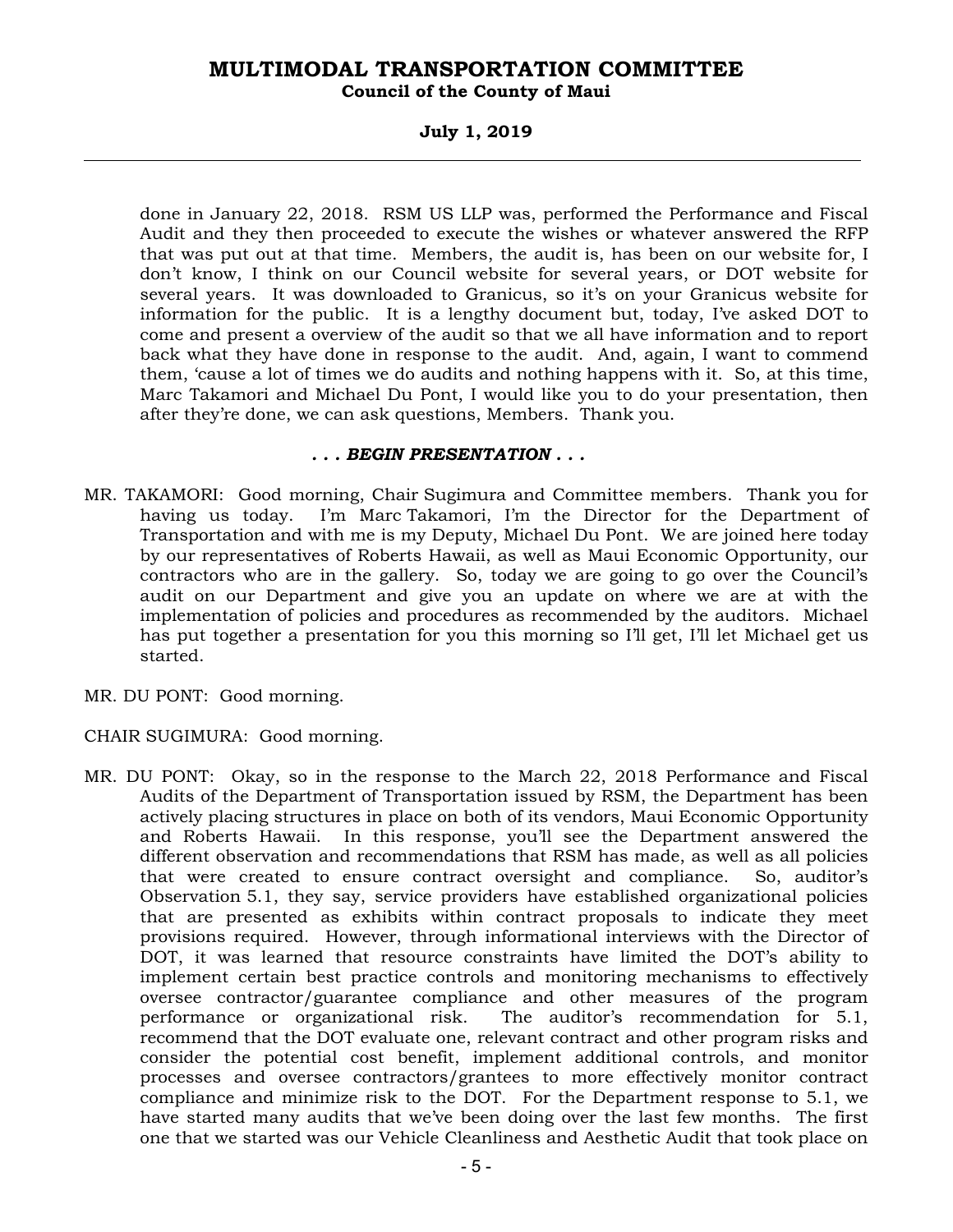done in January 22, 2018. RSM US LLP was, performed the Performance and Fiscal Audit and they then proceeded to execute the wishes or whatever answered the RFP that was put out at that time. Members, the audit is, has been on our website for, I don't know, I think on our Council website for several years, or DOT website for several years. It was downloaded to Granicus, so it's on your Granicus website for information for the public. It is a lengthy document but, today, I've asked DOT to come and present a overview of the audit so that we all have information and to report back what they have done in response to the audit. And, again, I want to commend them, 'cause a lot of times we do audits and nothing happens with it. So, at this time, Marc Takamori and Michael Du Pont, I would like you to do your presentation, then after they're done, we can ask questions, Members. Thank you.

***. . . BEGIN PRESENTATION . . .***

MR. TAKAMORI: Good morning, Chair Sugimura and Committee members. Thank you for having us today. I'm Marc Takamori, I'm the Director for the Department of Transportation and with me is my Deputy, Michael Du Pont. We are joined here today by our representatives of Roberts Hawaii, as well as Maui Economic Opportunity, our contractors who are in the gallery. So, today we are going to go over the Council's audit on our Department and give you an update on where we are at with the implementation of policies and procedures as recommended by the auditors. Michael has put together a presentation for you this morning so I'll get, I'll let Michael get us started.

MR. DU PONT: Good morning.

CHAIR SUGIMURA: Good morning.

MR. DU PONT: Okay, so in the response to the March 22, 2018 Performance and Fiscal Audits of the Department of Transportation issued by RSM, the Department has been actively placing structures in place on both of its vendors, Maui Economic Opportunity and Roberts Hawaii. In this response, you'll see the Department answered the different observation and recommendations that RSM has made, as well as all policies that were created to ensure contract oversight and compliance. So, auditor's Observation 5.1, they say, service providers have established organizational policies that are presented as exhibits within contract proposals to indicate they meet provisions required. However, through informational interviews with the Director of DOT, it was learned that resource constraints have limited the DOT's ability to implement certain best practice controls and monitoring mechanisms to effectively oversee contractor/guarantee compliance and other measures of the program performance or organizational risk. The auditor's recommendation for 5.1, recommend that the DOT evaluate one, relevant contract and other program risks and consider the potential cost benefit, implement additional controls, and monitor processes and oversee contractors/grantees to more effectively monitor contract compliance and minimize risk to the DOT. For the Department response to 5.1, we have started many audits that we've been doing over the last few months. The first one that we started was our Vehicle Cleanliness and Aesthetic Audit that took place on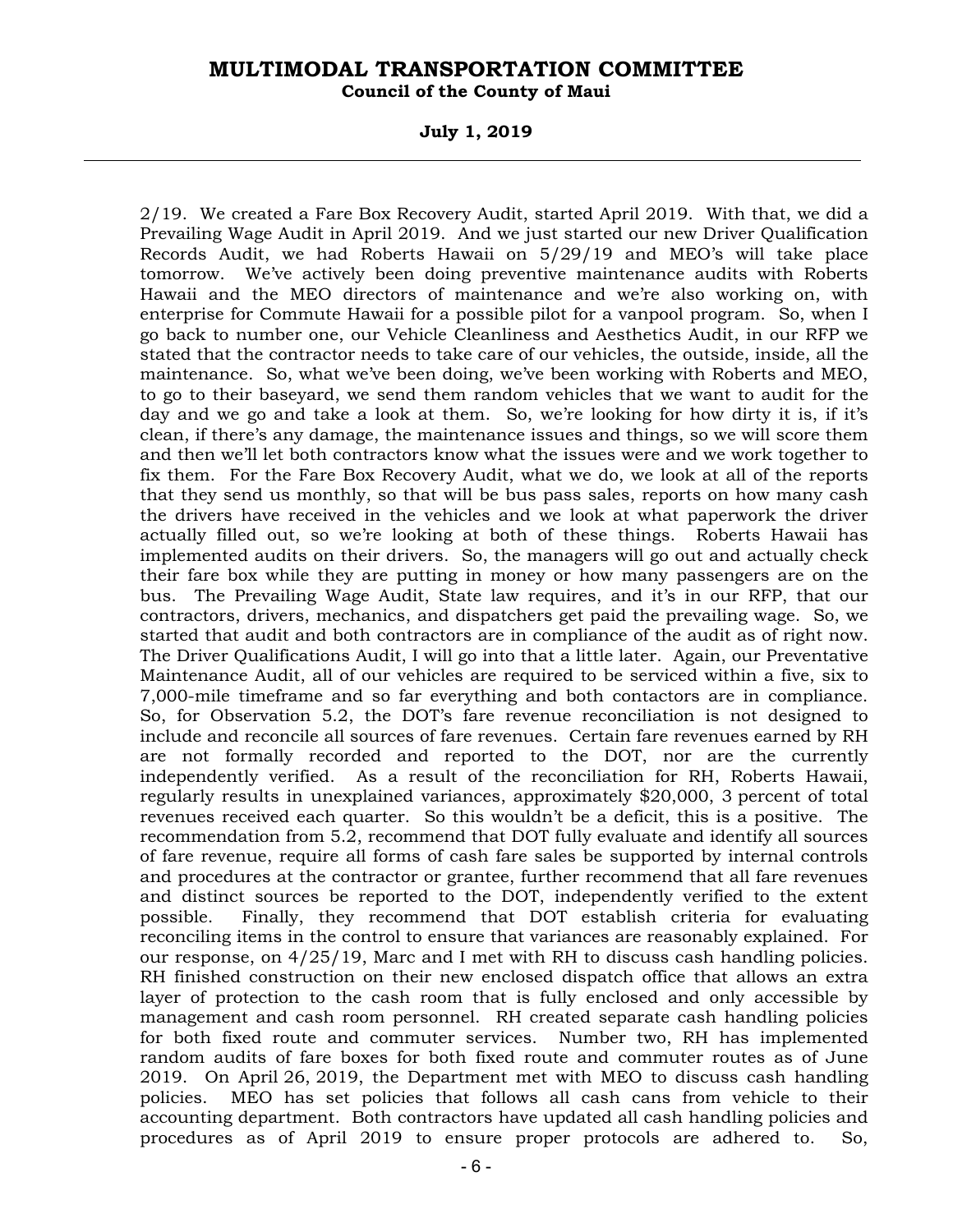2/19. We created a Fare Box Recovery Audit, started April 2019. With that, we did a Prevailing Wage Audit in April 2019. And we just started our new Driver Qualification Records Audit, we had Roberts Hawaii on 5/29/19 and MEO's will take place tomorrow. We've actively been doing preventive maintenance audits with Roberts Hawaii and the MEO directors of maintenance and we're also working on, with enterprise for Commute Hawaii for a possible pilot for a vanpool program. So, when I go back to number one, our Vehicle Cleanliness and Aesthetics Audit, in our RFP we stated that the contractor needs to take care of our vehicles, the outside, inside, all the maintenance. So, what we've been doing, we've been working with Roberts and MEO, to go to their baseyard, we send them random vehicles that we want to audit for the day and we go and take a look at them. So, we're looking for how dirty it is, if it's clean, if there's any damage, the maintenance issues and things, so we will score them and then we'll let both contractors know what the issues were and we work together to fix them. For the Fare Box Recovery Audit, what we do, we look at all of the reports that they send us monthly, so that will be bus pass sales, reports on how many cash the drivers have received in the vehicles and we look at what paperwork the driver actually filled out, so we're looking at both of these things. Roberts Hawaii has implemented audits on their drivers. So, the managers will go out and actually check their fare box while they are putting in money or how many passengers are on the bus. The Prevailing Wage Audit, State law requires, and it's in our RFP, that our contractors, drivers, mechanics, and dispatchers get paid the prevailing wage. So, we started that audit and both contractors are in compliance of the audit as of right now. The Driver Qualifications Audit, I will go into that a little later. Again, our Preventative Maintenance Audit, all of our vehicles are required to be serviced within a five, six to 7,000-mile timeframe and so far everything and both contactors are in compliance. So, for Observation 5.2, the DOT's fare revenue reconciliation is not designed to include and reconcile all sources of fare revenues. Certain fare revenues earned by RH are not formally recorded and reported to the DOT, nor are the currently independently verified. As a result of the reconciliation for RH, Roberts Hawaii, regularly results in unexplained variances, approximately $20,000, 3 percent of total revenues received each quarter. So this wouldn't be a deficit, this is a positive. The recommendation from 5.2, recommend that DOT fully evaluate and identify all sources of fare revenue, require all forms of cash fare sales be supported by internal controls and procedures at the contractor or grantee, further recommend that all fare revenues and distinct sources be reported to the DOT, independently verified to the extent possible. Finally, they recommend that DOT establish criteria for evaluating reconciling items in the control to ensure that variances are reasonably explained. For our response, on 4/25/19, Marc and I met with RH to discuss cash handling policies. RH finished construction on their new enclosed dispatch office that allows an extra layer of protection to the cash room that is fully enclosed and only accessible by management and cash room personnel. RH created separate cash handling policies for both fixed route and commuter services. Number two, RH has implemented random audits of fare boxes for both fixed route and commuter routes as of June 2019. On April 26, 2019, the Department met with MEO to discuss cash handling policies. MEO has set policies that follows all cash cans from vehicle to their accounting department. Both contractors have updated all cash handling policies and procedures as of April 2019 to ensure proper protocols are adhered to. So,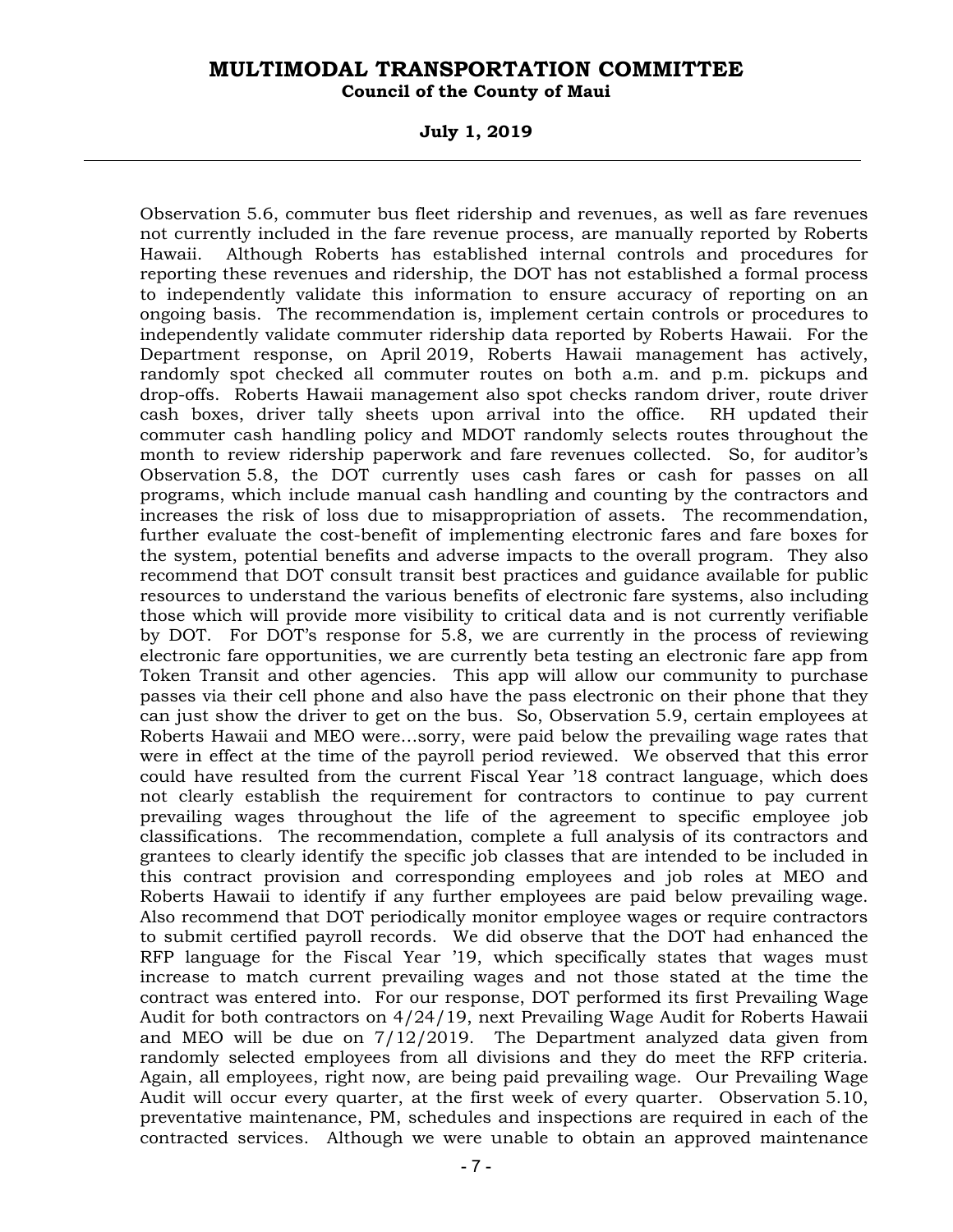Observation 5.6, commuter bus fleet ridership and revenues, as well as fare revenues not currently included in the fare revenue process, are manually reported by Roberts Hawaii. Although Roberts has established internal controls and procedures for reporting these revenues and ridership, the DOT has not established a formal process to independently validate this information to ensure accuracy of reporting on an ongoing basis. The recommendation is, implement certain controls or procedures to independently validate commuter ridership data reported by Roberts Hawaii. For the Department response, on April 2019, Roberts Hawaii management has actively, randomly spot checked all commuter routes on both a.m. and p.m. pickups and drop-offs. Roberts Hawaii management also spot checks random driver, route driver cash boxes, driver tally sheets upon arrival into the office. RH updated their commuter cash handling policy and MDOT randomly selects routes throughout the month to review ridership paperwork and fare revenues collected. So, for auditor's Observation 5.8, the DOT currently uses cash fares or cash for passes on all programs, which include manual cash handling and counting by the contractors and increases the risk of loss due to misappropriation of assets. The recommendation, further evaluate the cost-benefit of implementing electronic fares and fare boxes for the system, potential benefits and adverse impacts to the overall program. They also recommend that DOT consult transit best practices and guidance available for public resources to understand the various benefits of electronic fare systems, also including those which will provide more visibility to critical data and is not currently verifiable by DOT. For DOT's response for 5.8, we are currently in the process of reviewing electronic fare opportunities, we are currently beta testing an electronic fare app from Token Transit and other agencies. This app will allow our community to purchase passes via their cell phone and also have the pass electronic on their phone that they can just show the driver to get on the bus. So, Observation 5.9, certain employees at Roberts Hawaii and MEO were...sorry, were paid below the prevailing wage rates that were in effect at the time of the payroll period reviewed. We observed that this error could have resulted from the current Fiscal Year '18 contract language, which does not clearly establish the requirement for contractors to continue to pay current prevailing wages throughout the life of the agreement to specific employee job classifications. The recommendation, complete a full analysis of its contractors and grantees to clearly identify the specific job classes that are intended to be included in this contract provision and corresponding employees and job roles at MEO and Roberts Hawaii to identify if any further employees are paid below prevailing wage. Also recommend that DOT periodically monitor employee wages or require contractors to submit certified payroll records. We did observe that the DOT had enhanced the RFP language for the Fiscal Year '19, which specifically states that wages must increase to match current prevailing wages and not those stated at the time the contract was entered into. For our response, DOT performed its first Prevailing Wage Audit for both contractors on 4/24/19, next Prevailing Wage Audit for Roberts Hawaii and MEO will be due on 7/12/2019. The Department analyzed data given from randomly selected employees from all divisions and they do meet the RFP criteria. Again, all employees, right now, are being paid prevailing wage. Our Prevailing Wage Audit will occur every quarter, at the first week of every quarter. Observation 5.10, preventative maintenance, PM, schedules and inspections are required in each of the contracted services. Although we were unable to obtain an approved maintenance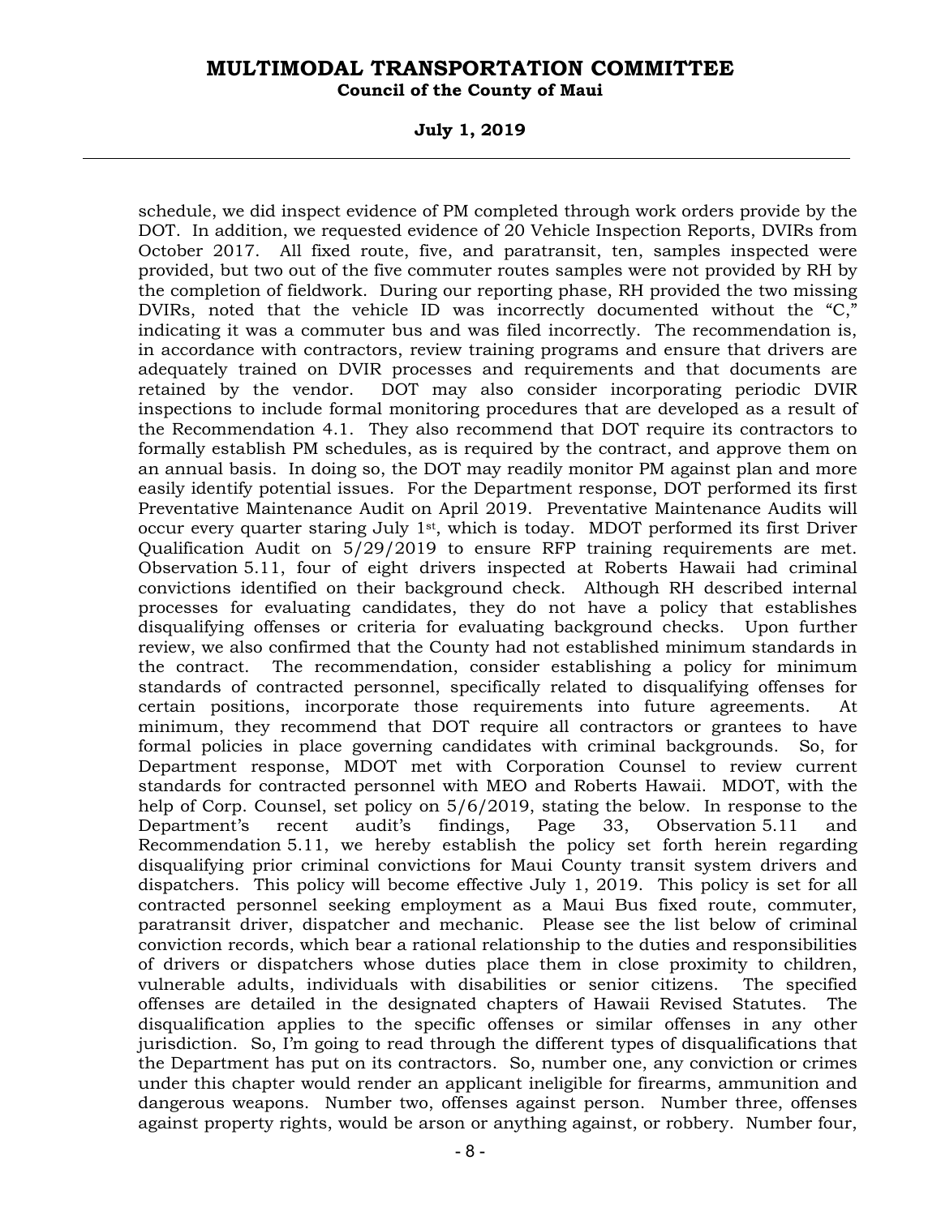schedule, we did inspect evidence of PM completed through work orders provide by the DOT. In addition, we requested evidence of 20 Vehicle Inspection Reports, DVIRs from October 2017. All fixed route, five, and paratransit, ten, samples inspected were provided, but two out of the five commuter routes samples were not provided by RH by the completion of fieldwork. During our reporting phase, RH provided the two missing DVIRs, noted that the vehicle ID was incorrectly documented without the "C," indicating it was a commuter bus and was filed incorrectly. The recommendation is, in accordance with contractors, review training programs and ensure that drivers are adequately trained on DVIR processes and requirements and that documents are retained by the vendor. DOT may also consider incorporating periodic DVIR inspections to include formal monitoring procedures that are developed as a result of the Recommendation 4.1. They also recommend that DOT require its contractors to formally establish PM schedules, as is required by the contract, and approve them on an annual basis. In doing so, the DOT may readily monitor PM against plan and more easily identify potential issues. For the Department response, DOT performed its first Preventative Maintenance Audit on April 2019. Preventative Maintenance Audits will occur every quarter staring July 1st, which is today. MDOT performed its first Driver Qualification Audit on 5/29/2019 to ensure RFP training requirements are met. Observation 5.11, four of eight drivers inspected at Roberts Hawaii had criminal convictions identified on their background check. Although RH described internal processes for evaluating candidates, they do not have a policy that establishes disqualifying offenses or criteria for evaluating background checks. Upon further review, we also confirmed that the County had not established minimum standards in the contract. The recommendation, consider establishing a policy for minimum standards of contracted personnel, specifically related to disqualifying offenses for certain positions, incorporate those requirements into future agreements. At minimum, they recommend that DOT require all contractors or grantees to have formal policies in place governing candidates with criminal backgrounds. So, for Department response, MDOT met with Corporation Counsel to review current standards for contracted personnel with MEO and Roberts Hawaii. MDOT, with the help of Corp. Counsel, set policy on 5/6/2019, stating the below. In response to the Department's recent audit's findings, Page 33, Observation 5.11 and Recommendation 5.11, we hereby establish the policy set forth herein regarding disqualifying prior criminal convictions for Maui County transit system drivers and dispatchers. This policy will become effective July 1, 2019. This policy is set for all contracted personnel seeking employment as a Maui Bus fixed route, commuter, paratransit driver, dispatcher and mechanic. Please see the list below of criminal conviction records, which bear a rational relationship to the duties and responsibilities of drivers or dispatchers whose duties place them in close proximity to children, vulnerable adults, individuals with disabilities or senior citizens. The specified offenses are detailed in the designated chapters of Hawaii Revised Statutes. The disqualification applies to the specific offenses or similar offenses in any other jurisdiction. So, I'm going to read through the different types of disqualifications that the Department has put on its contractors. So, number one, any conviction or crimes under this chapter would render an applicant ineligible for firearms, ammunition and dangerous weapons. Number two, offenses against person. Number three, offenses against property rights, would be arson or anything against, or robbery. Number four,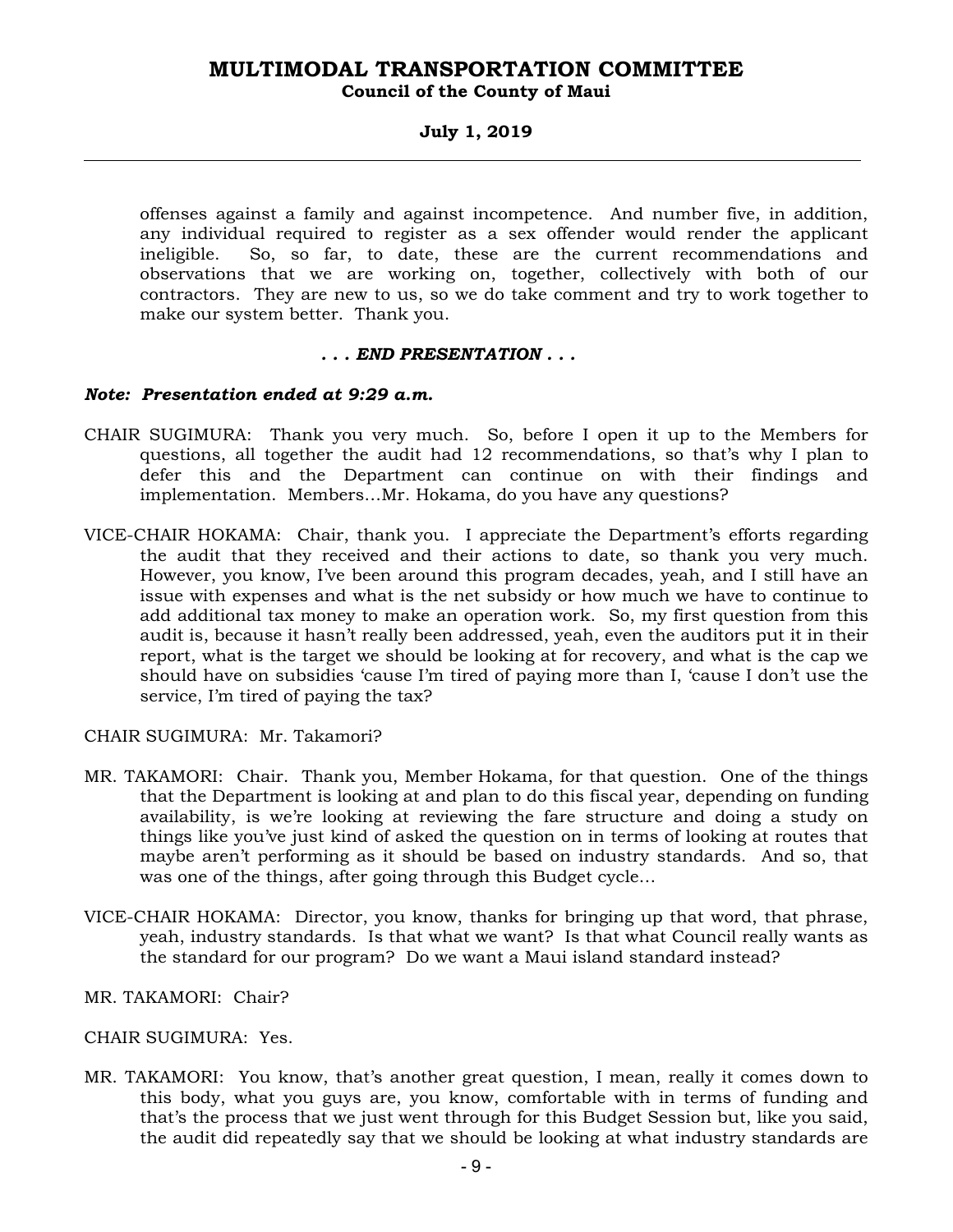offenses against a family and against incompetence. And number five, in addition, any individual required to register as a sex offender would render the applicant ineligible. So, so far, to date, these are the current recommendations and observations that we are working on, together, collectively with both of our contractors. They are new to us, so we do take comment and try to work together to make our system better. Thank you.

***. . . END PRESENTATION . . .***

***Note: Presentation ended at 9:29 a.m.***

CHAIR SUGIMURA: Thank you very much. So, before I open it up to the Members for questions, all together the audit had 12 recommendations, so that's why I plan to defer this and the Department can continue on with their findings and implementation. Members...Mr. Hokama, do you have any questions?

VICE-CHAIR HOKAMA: Chair, thank you. I appreciate the Department's efforts regarding the audit that they received and their actions to date, so thank you very much. However, you know, I've been around this program decades, yeah, and I still have an issue with expenses and what is the net subsidy or how much we have to continue to add additional tax money to make an operation work. So, my first question from this audit is, because it hasn't really been addressed, yeah, even the auditors put it in their report, what is the target we should be looking at for recovery, and what is the cap we should have on subsidies 'cause I'm tired of paying more than I, 'cause I don't use the service, I'm tired of paying the tax?

CHAIR SUGIMURA: Mr. Takamori?

MR. TAKAMORI: Chair. Thank you, Member Hokama, for that question. One of the things that the Department is looking at and plan to do this fiscal year, depending on funding availability, is we're looking at reviewing the fare structure and doing a study on things like you've just kind of asked the question on in terms of looking at routes that maybe aren't performing as it should be based on industry standards. And so, that was one of the things, after going through this Budget cycle...

VICE-CHAIR HOKAMA: Director, you know, thanks for bringing up that word, that phrase, yeah, industry standards. Is that what we want? Is that what Council really wants as the standard for our program? Do we want a Maui island standard instead?

MR. TAKAMORI: Chair?

CHAIR SUGIMURA: Yes.

MR. TAKAMORI: You know, that's another great question, I mean, really it comes down to this body, what you guys are, you know, comfortable with in terms of funding and that's the process that we just went through for this Budget Session but, like you said, the audit did repeatedly say that we should be looking at what industry standards are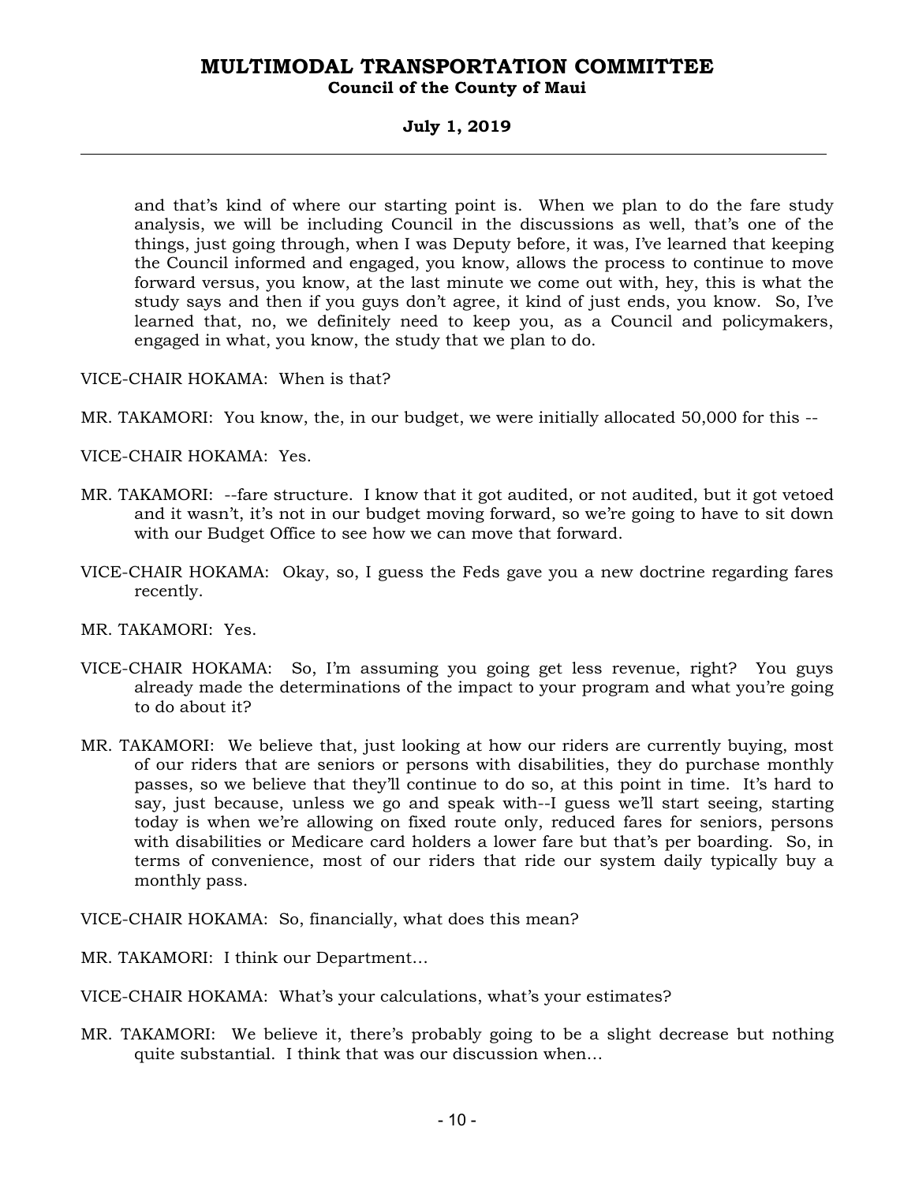and that's kind of where our starting point is. When we plan to do the fare study analysis, we will be including Council in the discussions as well, that's one of the things, just going through, when I was Deputy before, it was, I've learned that keeping the Council informed and engaged, you know, allows the process to continue to move forward versus, you know, at the last minute we come out with, hey, this is what the study says and then if you guys don't agree, it kind of just ends, you know. So, I've learned that, no, we definitely need to keep you, as a Council and policymakers, engaged in what, you know, the study that we plan to do.

VICE-CHAIR HOKAMA: When is that?

MR. TAKAMORI: You know, the, in our budget, we were initially allocated 50,000 for this --

VICE-CHAIR HOKAMA: Yes.

MR. TAKAMORI: --fare structure. I know that it got audited, or not audited, but it got vetoed and it wasn't, it's not in our budget moving forward, so we're going to have to sit down with our Budget Office to see how we can move that forward.

VICE-CHAIR HOKAMA: Okay, so, I guess the Feds gave you a new doctrine regarding fares recently.

MR. TAKAMORI: Yes.

VICE-CHAIR HOKAMA: So, I'm assuming you going get less revenue, right? You guys already made the determinations of the impact to your program and what you're going to do about it?

MR. TAKAMORI: We believe that, just looking at how our riders are currently buying, most of our riders that are seniors or persons with disabilities, they do purchase monthly passes, so we believe that they'll continue to do so, at this point in time. It's hard to say, just because, unless we go and speak with--I guess we'll start seeing, starting today is when we're allowing on fixed route only, reduced fares for seniors, persons with disabilities or Medicare card holders a lower fare but that's per boarding. So, in terms of convenience, most of our riders that ride our system daily typically buy a monthly pass.

VICE-CHAIR HOKAMA: So, financially, what does this mean?

MR. TAKAMORI: I think our Department...

VICE-CHAIR HOKAMA: What's your calculations, what's your estimates?

MR. TAKAMORI: We believe it, there's probably going to be a slight decrease but nothing quite substantial. I think that was our discussion when...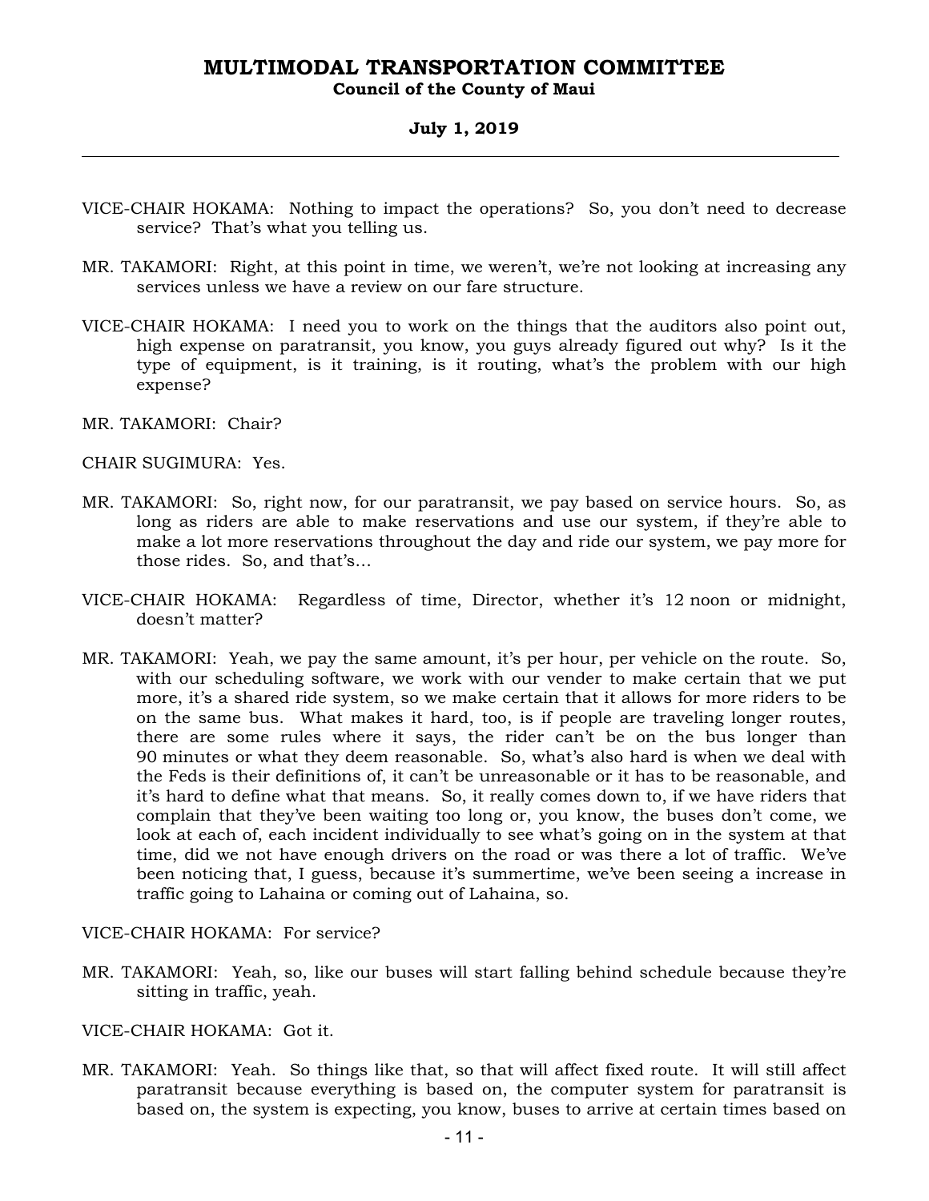VICE-CHAIR HOKAMA: Nothing to impact the operations? So, you don't need to decrease service? That's what you telling us.

MR. TAKAMORI: Right, at this point in time, we weren't, we're not looking at increasing any services unless we have a review on our fare structure.

VICE-CHAIR HOKAMA: I need you to work on the things that the auditors also point out, high expense on paratransit, you know, you guys already figured out why? Is it the type of equipment, is it training, is it routing, what's the problem with our high expense?

MR. TAKAMORI: Chair?

CHAIR SUGIMURA: Yes.

MR. TAKAMORI: So, right now, for our paratransit, we pay based on service hours. So, as long as riders are able to make reservations and use our system, if they're able to make a lot more reservations throughout the day and ride our system, we pay more for those rides. So, and that's...

VICE-CHAIR HOKAMA: Regardless of time, Director, whether it's 12 noon or midnight, doesn't matter?

MR. TAKAMORI: Yeah, we pay the same amount, it's per hour, per vehicle on the route. So, with our scheduling software, we work with our vender to make certain that we put more, it's a shared ride system, so we make certain that it allows for more riders to be on the same bus. What makes it hard, too, is if people are traveling longer routes, there are some rules where it says, the rider can't be on the bus longer than 90 minutes or what they deem reasonable. So, what's also hard is when we deal with the Feds is their definitions of, it can't be unreasonable or it has to be reasonable, and it's hard to define what that means. So, it really comes down to, if we have riders that complain that they've been waiting too long or, you know, the buses don't come, we look at each of, each incident individually to see what's going on in the system at that time, did we not have enough drivers on the road or was there a lot of traffic. We've been noticing that, I guess, because it's summertime, we've been seeing a increase in traffic going to Lahaina or coming out of Lahaina, so.

VICE-CHAIR HOKAMA: For service?

MR. TAKAMORI: Yeah, so, like our buses will start falling behind schedule because they're sitting in traffic, yeah.

VICE-CHAIR HOKAMA: Got it.

MR. TAKAMORI: Yeah. So things like that, so that will affect fixed route. It will still affect paratransit because everything is based on, the computer system for paratransit is based on, the system is expecting, you know, buses to arrive at certain times based on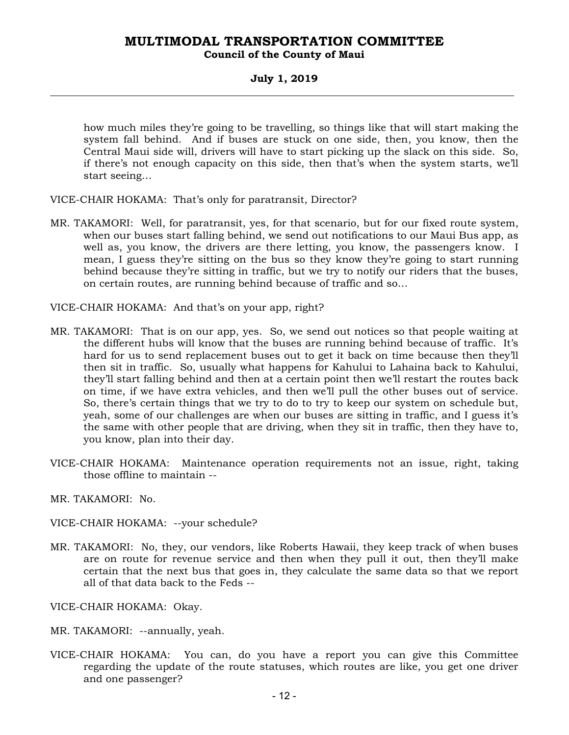how much miles they're going to be travelling, so things like that will start making the system fall behind. And if buses are stuck on one side, then, you know, then the Central Maui side will, drivers will have to start picking up the slack on this side. So, if there's not enough capacity on this side, then that's when the system starts, we'll start seeing...

VICE-CHAIR HOKAMA: That's only for paratransit, Director?

MR. TAKAMORI: Well, for paratransit, yes, for that scenario, but for our fixed route system, when our buses start falling behind, we send out notifications to our Maui Bus app, as well as, you know, the drivers are there letting, you know, the passengers know. I mean, I guess they're sitting on the bus so they know they're going to start running behind because they're sitting in traffic, but we try to notify our riders that the buses, on certain routes, are running behind because of traffic and so...

VICE-CHAIR HOKAMA: And that's on your app, right?

MR. TAKAMORI: That is on our app, yes. So, we send out notices so that people waiting at the different hubs will know that the buses are running behind because of traffic. It's hard for us to send replacement buses out to get it back on time because then they'll then sit in traffic. So, usually what happens for Kahului to Lahaina back to Kahului, they'll start falling behind and then at a certain point then we'll restart the routes back on time, if we have extra vehicles, and then we'll pull the other buses out of service. So, there's certain things that we try to do to try to keep our system on schedule but, yeah, some of our challenges are when our buses are sitting in traffic, and I guess it's the same with other people that are driving, when they sit in traffic, then they have to, you know, plan into their day.

VICE-CHAIR HOKAMA: Maintenance operation requirements not an issue, right, taking those offline to maintain --

MR. TAKAMORI: No.

VICE-CHAIR HOKAMA: --your schedule?

MR. TAKAMORI: No, they, our vendors, like Roberts Hawaii, they keep track of when buses are on route for revenue service and then when they pull it out, then they'll make certain that the next bus that goes in, they calculate the same data so that we report all of that data back to the Feds --

VICE-CHAIR HOKAMA: Okay.

MR. TAKAMORI: --annually, yeah.

VICE-CHAIR HOKAMA: You can, do you have a report you can give this Committee regarding the update of the route statuses, which routes are like, you get one driver and one passenger?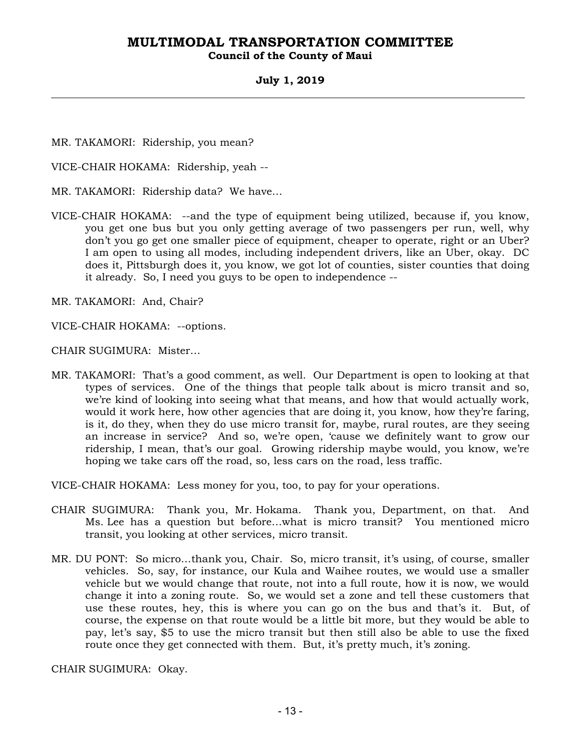MR. TAKAMORI: Ridership, you mean?

VICE-CHAIR HOKAMA: Ridership, yeah --

MR. TAKAMORI: Ridership data? We have...

VICE-CHAIR HOKAMA: --and the type of equipment being utilized, because if, you know, you get one bus but you only getting average of two passengers per run, well, why don't you go get one smaller piece of equipment, cheaper to operate, right or an Uber? I am open to using all modes, including independent drivers, like an Uber, okay. DC does it, Pittsburgh does it, you know, we got lot of counties, sister counties that doing it already. So, I need you guys to be open to independence --

MR. TAKAMORI: And, Chair?

VICE-CHAIR HOKAMA: --options.

CHAIR SUGIMURA: Mister...

MR. TAKAMORI: That's a good comment, as well. Our Department is open to looking at that types of services. One of the things that people talk about is micro transit and so, we're kind of looking into seeing what that means, and how that would actually work, would it work here, how other agencies that are doing it, you know, how they're faring, is it, do they, when they do use micro transit for, maybe, rural routes, are they seeing an increase in service? And so, we're open, 'cause we definitely want to grow our ridership, I mean, that's our goal. Growing ridership maybe would, you know, we're hoping we take cars off the road, so, less cars on the road, less traffic.

VICE-CHAIR HOKAMA: Less money for you, too, to pay for your operations.

CHAIR SUGIMURA: Thank you, Mr. Hokama. Thank you, Department, on that. And Ms. Lee has a question but before...what is micro transit? You mentioned micro transit, you looking at other services, micro transit.

MR. DU PONT: So micro...thank you, Chair. So, micro transit, it's using, of course, smaller vehicles. So, say, for instance, our Kula and Waihee routes, we would use a smaller vehicle but we would change that route, not into a full route, how it is now, we would change it into a zoning route. So, we would set a zone and tell these customers that use these routes, hey, this is where you can go on the bus and that's it. But, of course, the expense on that route would be a little bit more, but they would be able to pay, let's say, $5 to use the micro transit but then still also be able to use the fixed route once they get connected with them. But, it's pretty much, it's zoning.

CHAIR SUGIMURA: Okay.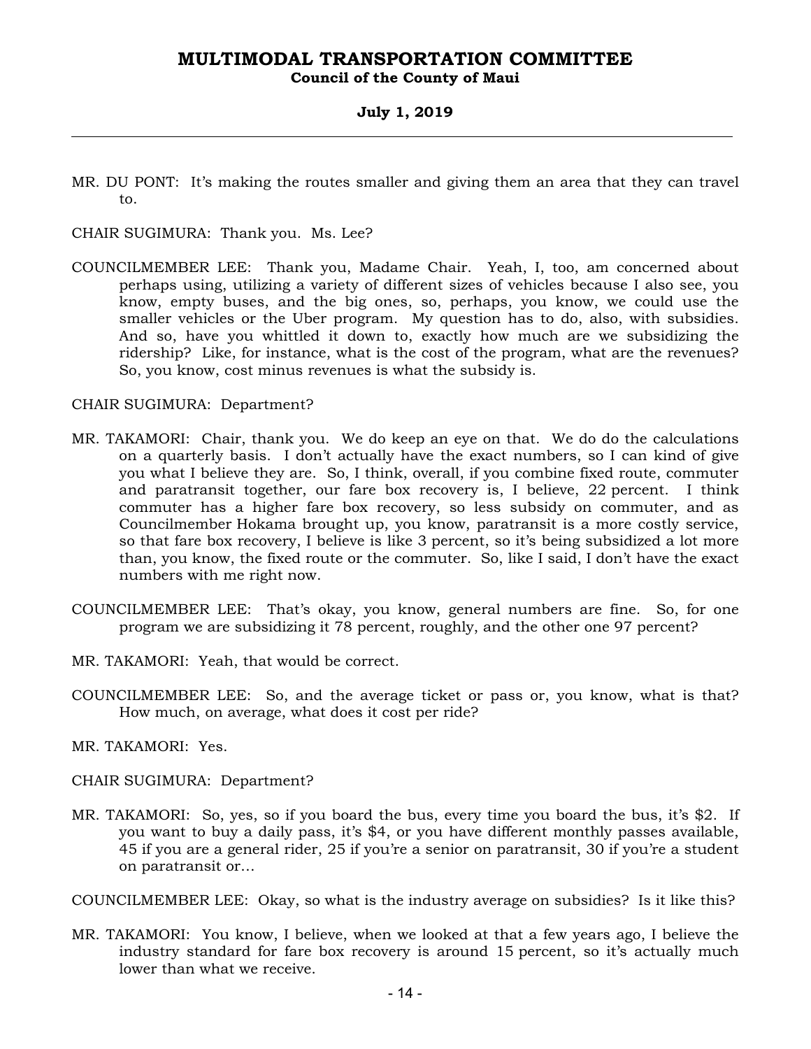MR. DU PONT: It's making the routes smaller and giving them an area that they can travel to.

CHAIR SUGIMURA: Thank you. Ms. Lee?

COUNCILMEMBER LEE: Thank you, Madame Chair. Yeah, I, too, am concerned about perhaps using, utilizing a variety of different sizes of vehicles because I also see, you know, empty buses, and the big ones, so, perhaps, you know, we could use the smaller vehicles or the Uber program. My question has to do, also, with subsidies. And so, have you whittled it down to, exactly how much are we subsidizing the ridership? Like, for instance, what is the cost of the program, what are the revenues? So, you know, cost minus revenues is what the subsidy is.

CHAIR SUGIMURA: Department?

MR. TAKAMORI: Chair, thank you. We do keep an eye on that. We do do the calculations on a quarterly basis. I don't actually have the exact numbers, so I can kind of give you what I believe they are. So, I think, overall, if you combine fixed route, commuter and paratransit together, our fare box recovery is, I believe, 22 percent. I think commuter has a higher fare box recovery, so less subsidy on commuter, and as Councilmember Hokama brought up, you know, paratransit is a more costly service, so that fare box recovery, I believe is like 3 percent, so it's being subsidized a lot more than, you know, the fixed route or the commuter. So, like I said, I don't have the exact numbers with me right now.

COUNCILMEMBER LEE: That's okay, you know, general numbers are fine. So, for one program we are subsidizing it 78 percent, roughly, and the other one 97 percent?

MR. TAKAMORI: Yeah, that would be correct.

COUNCILMEMBER LEE: So, and the average ticket or pass or, you know, what is that? How much, on average, what does it cost per ride?

MR. TAKAMORI: Yes.

CHAIR SUGIMURA: Department?

MR. TAKAMORI: So, yes, so if you board the bus, every time you board the bus, it's $2. If you want to buy a daily pass, it's $4, or you have different monthly passes available, 45 if you are a general rider, 25 if you're a senior on paratransit, 30 if you're a student on paratransit or...

COUNCILMEMBER LEE: Okay, so what is the industry average on subsidies? Is it like this?

MR. TAKAMORI: You know, I believe, when we looked at that a few years ago, I believe the industry standard for fare box recovery is around 15 percent, so it's actually much lower than what we receive.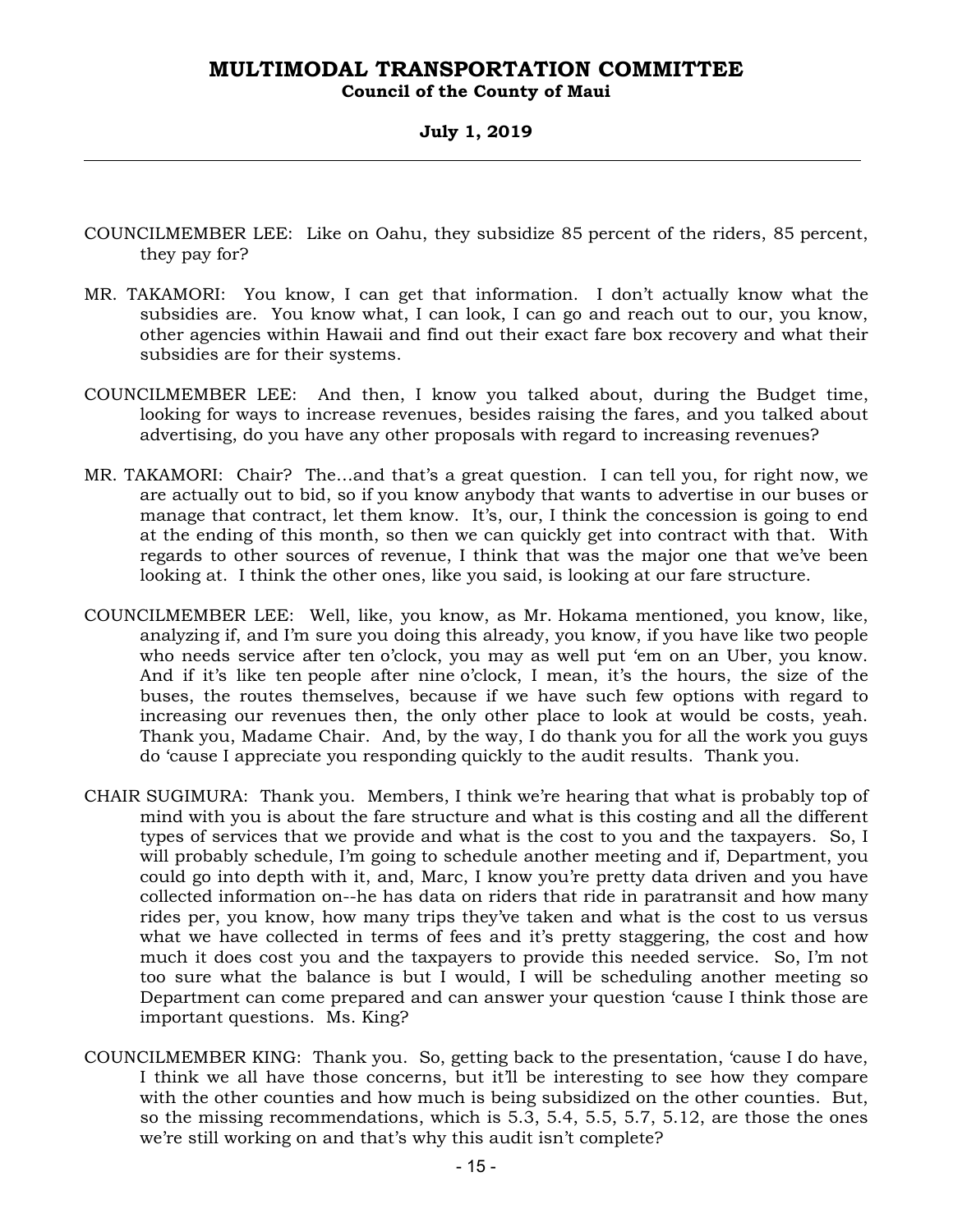COUNCILMEMBER LEE: Like on Oahu, they subsidize 85 percent of the riders, 85 percent, they pay for?

MR. TAKAMORI: You know, I can get that information. I don't actually know what the subsidies are. You know what, I can look, I can go and reach out to our, you know, other agencies within Hawaii and find out their exact fare box recovery and what their subsidies are for their systems.

COUNCILMEMBER LEE: And then, I know you talked about, during the Budget time, looking for ways to increase revenues, besides raising the fares, and you talked about advertising, do you have any other proposals with regard to increasing revenues?

MR. TAKAMORI: Chair? The...and that's a great question. I can tell you, for right now, we are actually out to bid, so if you know anybody that wants to advertise in our buses or manage that contract, let them know. It's, our, I think the concession is going to end at the ending of this month, so then we can quickly get into contract with that. With regards to other sources of revenue, I think that was the major one that we've been looking at. I think the other ones, like you said, is looking at our fare structure.

COUNCILMEMBER LEE: Well, like, you know, as Mr. Hokama mentioned, you know, like, analyzing if, and I'm sure you doing this already, you know, if you have like two people who needs service after ten o'clock, you may as well put 'em on an Uber, you know. And if it's like ten people after nine o'clock, I mean, it's the hours, the size of the buses, the routes themselves, because if we have such few options with regard to increasing our revenues then, the only other place to look at would be costs, yeah. Thank you, Madame Chair. And, by the way, I do thank you for all the work you guys do 'cause I appreciate you responding quickly to the audit results. Thank you.

CHAIR SUGIMURA: Thank you. Members, I think we're hearing that what is probably top of mind with you is about the fare structure and what is this costing and all the different types of services that we provide and what is the cost to you and the taxpayers. So, I will probably schedule, I'm going to schedule another meeting and if, Department, you could go into depth with it, and, Marc, I know you're pretty data driven and you have collected information on--he has data on riders that ride in paratransit and how many rides per, you know, how many trips they've taken and what is the cost to us versus what we have collected in terms of fees and it's pretty staggering, the cost and how much it does cost you and the taxpayers to provide this needed service. So, I'm not too sure what the balance is but I would, I will be scheduling another meeting so Department can come prepared and can answer your question 'cause I think those are important questions. Ms. King?

COUNCILMEMBER KING: Thank you. So, getting back to the presentation, 'cause I do have, I think we all have those concerns, but it'll be interesting to see how they compare with the other counties and how much is being subsidized on the other counties. But, so the missing recommendations, which is 5.3, 5.4, 5.5, 5.7, 5.12, are those the ones we're still working on and that's why this audit isn't complete?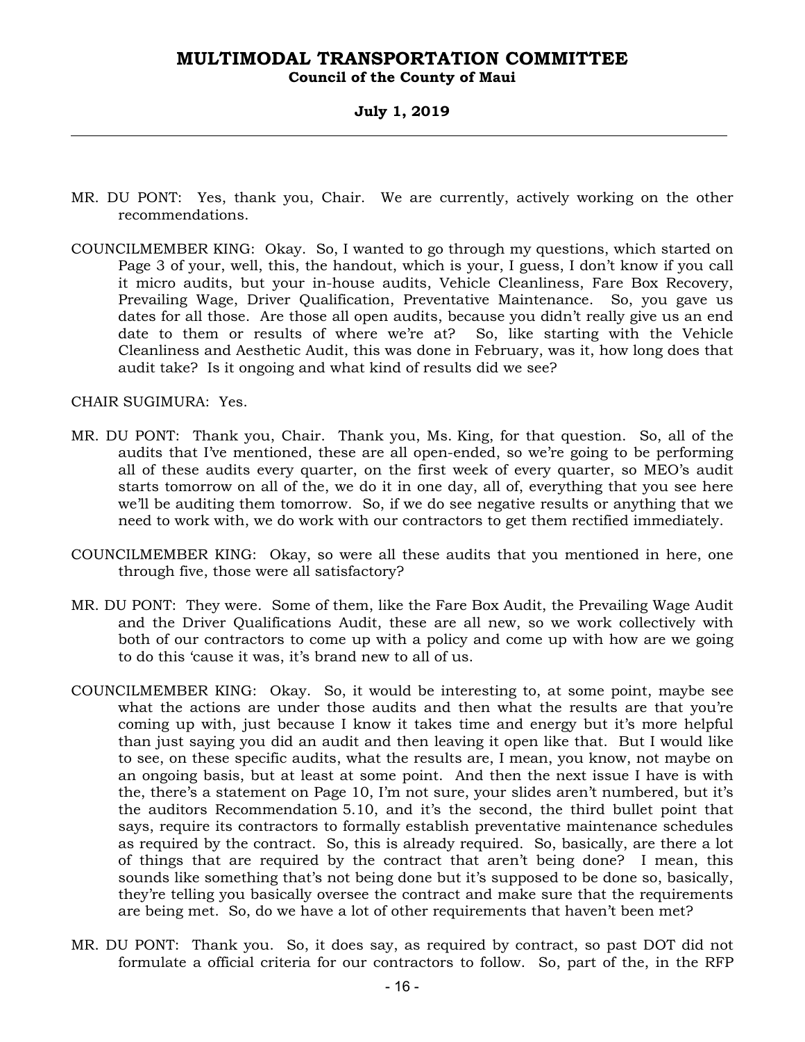MR. DU PONT: Yes, thank you, Chair. We are currently, actively working on the other recommendations.

COUNCILMEMBER KING: Okay. So, I wanted to go through my questions, which started on Page 3 of your, well, this, the handout, which is your, I guess, I don't know if you call it micro audits, but your in-house audits, Vehicle Cleanliness, Fare Box Recovery, Prevailing Wage, Driver Qualification, Preventative Maintenance. So, you gave us dates for all those. Are those all open audits, because you didn't really give us an end date to them or results of where we're at? So, like starting with the Vehicle Cleanliness and Aesthetic Audit, this was done in February, was it, how long does that audit take? Is it ongoing and what kind of results did we see?

CHAIR SUGIMURA: Yes.

MR. DU PONT: Thank you, Chair. Thank you, Ms. King, for that question. So, all of the audits that I've mentioned, these are all open-ended, so we're going to be performing all of these audits every quarter, on the first week of every quarter, so MEO's audit starts tomorrow on all of the, we do it in one day, all of, everything that you see here we'll be auditing them tomorrow. So, if we do see negative results or anything that we need to work with, we do work with our contractors to get them rectified immediately.

COUNCILMEMBER KING: Okay, so were all these audits that you mentioned in here, one through five, those were all satisfactory?

MR. DU PONT: They were. Some of them, like the Fare Box Audit, the Prevailing Wage Audit and the Driver Qualifications Audit, these are all new, so we work collectively with both of our contractors to come up with a policy and come up with how are we going to do this 'cause it was, it's brand new to all of us.

COUNCILMEMBER KING: Okay. So, it would be interesting to, at some point, maybe see what the actions are under those audits and then what the results are that you're coming up with, just because I know it takes time and energy but it's more helpful than just saying you did an audit and then leaving it open like that. But I would like to see, on these specific audits, what the results are, I mean, you know, not maybe on an ongoing basis, but at least at some point. And then the next issue I have is with the, there's a statement on Page 10, I'm not sure, your slides aren't numbered, but it's the auditors Recommendation 5.10, and it's the second, the third bullet point that says, require its contractors to formally establish preventative maintenance schedules as required by the contract. So, this is already required. So, basically, are there a lot of things that are required by the contract that aren't being done? I mean, this sounds like something that's not being done but it's supposed to be done so, basically, they're telling you basically oversee the contract and make sure that the requirements are being met. So, do we have a lot of other requirements that haven't been met?

MR. DU PONT: Thank you. So, it does say, as required by contract, so past DOT did not formulate a official criteria for our contractors to follow. So, part of the, in the RFP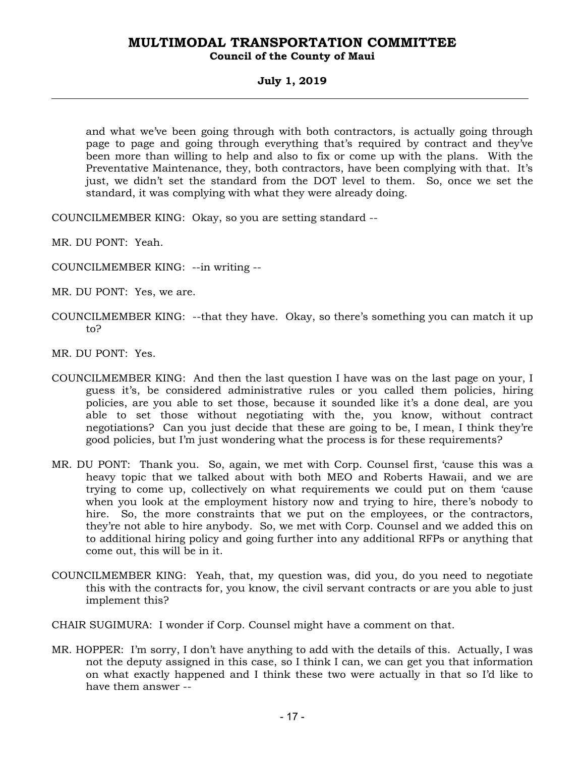and what we've been going through with both contractors, is actually going through page to page and going through everything that's required by contract and they've been more than willing to help and also to fix or come up with the plans. With the Preventative Maintenance, they, both contractors, have been complying with that. It's just, we didn't set the standard from the DOT level to them. So, once we set the standard, it was complying with what they were already doing.

COUNCILMEMBER KING: Okay, so you are setting standard --

MR. DU PONT: Yeah.

COUNCILMEMBER KING: --in writing --

MR. DU PONT: Yes, we are.

COUNCILMEMBER KING: --that they have. Okay, so there's something you can match it up to?

MR. DU PONT: Yes.

COUNCILMEMBER KING: And then the last question I have was on the last page on your, I guess it's, be considered administrative rules or you called them policies, hiring policies, are you able to set those, because it sounded like it's a done deal, are you able to set those without negotiating with the, you know, without contract negotiations? Can you just decide that these are going to be, I mean, I think they're good policies, but I'm just wondering what the process is for these requirements?

MR. DU PONT: Thank you. So, again, we met with Corp. Counsel first, 'cause this was a heavy topic that we talked about with both MEO and Roberts Hawaii, and we are trying to come up, collectively on what requirements we could put on them 'cause when you look at the employment history now and trying to hire, there's nobody to hire. So, the more constraints that we put on the employees, or the contractors, they're not able to hire anybody. So, we met with Corp. Counsel and we added this on to additional hiring policy and going further into any additional RFPs or anything that come out, this will be in it.

COUNCILMEMBER KING: Yeah, that, my question was, did you, do you need to negotiate this with the contracts for, you know, the civil servant contracts or are you able to just implement this?

CHAIR SUGIMURA: I wonder if Corp. Counsel might have a comment on that.

MR. HOPPER: I'm sorry, I don't have anything to add with the details of this. Actually, I was not the deputy assigned in this case, so I think I can, we can get you that information on what exactly happened and I think these two were actually in that so I'd like to have them answer --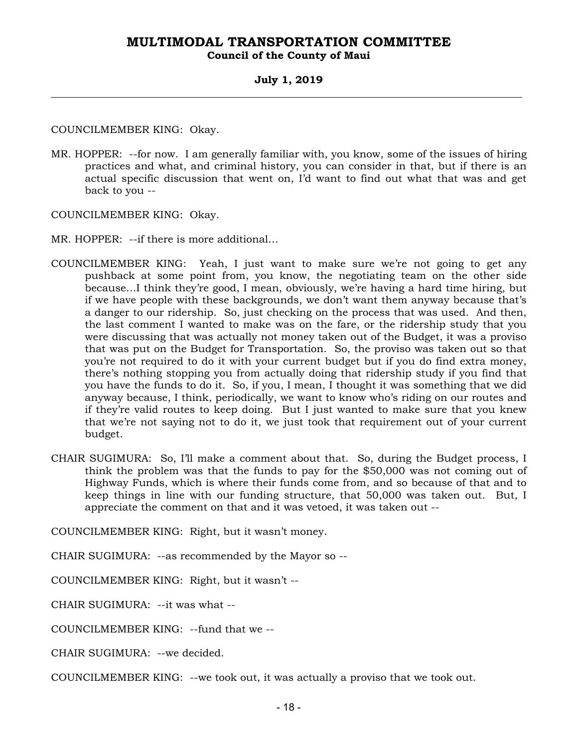COUNCILMEMBER KING: Okay.

MR. HOPPER: --for now. I am generally familiar with, you know, some of the issues of hiring practices and what, and criminal history, you can consider in that, but if there is an actual specific discussion that went on, I'd want to find out what that was and get back to you --

COUNCILMEMBER KING: Okay.

MR. HOPPER: --if there is more additional...

COUNCILMEMBER KING: Yeah, I just want to make sure we're not going to get any pushback at some point from, you know, the negotiating team on the other side because...I think they're good, I mean, obviously, we're having a hard time hiring, but if we have people with these backgrounds, we don't want them anyway because that's a danger to our ridership. So, just checking on the process that was used. And then, the last comment I wanted to make was on the fare, or the ridership study that you were discussing that was actually not money taken out of the Budget, it was a proviso that was put on the Budget for Transportation. So, the proviso was taken out so that you're not required to do it with your current budget but if you do find extra money, there's nothing stopping you from actually doing that ridership study if you find that you have the funds to do it. So, if you, I mean, I thought it was something that we did anyway because, I think, periodically, we want to know who's riding on our routes and if they're valid routes to keep doing. But I just wanted to make sure that you knew that we're not saying not to do it, we just took that requirement out of your current budget.

CHAIR SUGIMURA: So, I'll make a comment about that. So, during the Budget process, I think the problem was that the funds to pay for the $50,000 was not coming out of Highway Funds, which is where their funds come from, and so because of that and to keep things in line with our funding structure, that 50,000 was taken out. But, I appreciate the comment on that and it was vetoed, it was taken out --

COUNCILMEMBER KING: Right, but it wasn't money.

CHAIR SUGIMURA: --as recommended by the Mayor so --

COUNCILMEMBER KING: Right, but it wasn't --

CHAIR SUGIMURA: --it was what --

COUNCILMEMBER KING: --fund that we --

CHAIR SUGIMURA: --we decided.

COUNCILMEMBER KING: --we took out, it was actually a proviso that we took out.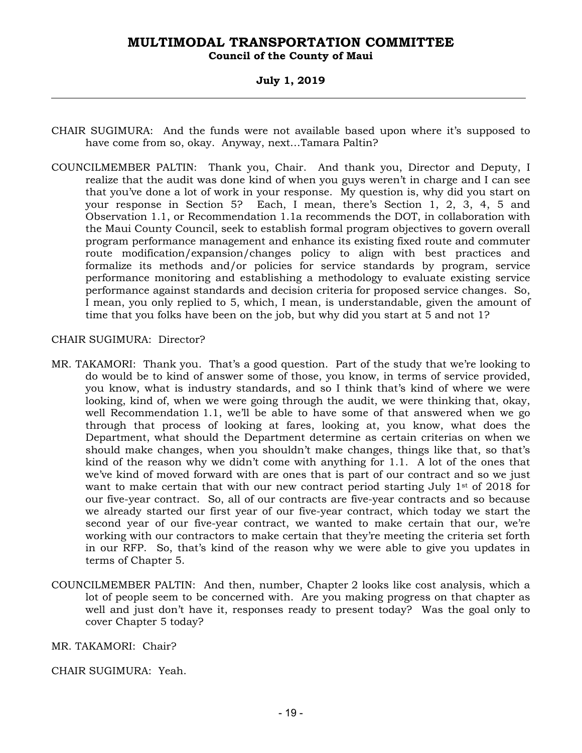CHAIR SUGIMURA: And the funds were not available based upon where it's supposed to have come from so, okay. Anyway, next...Tamara Paltin?

COUNCILMEMBER PALTIN: Thank you, Chair. And thank you, Director and Deputy, I realize that the audit was done kind of when you guys weren't in charge and I can see that you've done a lot of work in your response. My question is, why did you start on your response in Section 5? Each, I mean, there's Section 1, 2, 3, 4, 5 and Observation 1.1, or Recommendation 1.1a recommends the DOT, in collaboration with the Maui County Council, seek to establish formal program objectives to govern overall program performance management and enhance its existing fixed route and commuter route modification/expansion/changes policy to align with best practices and formalize its methods and/or policies for service standards by program, service performance monitoring and establishing a methodology to evaluate existing service performance against standards and decision criteria for proposed service changes. So, I mean, you only replied to 5, which, I mean, is understandable, given the amount of time that you folks have been on the job, but why did you start at 5 and not 1?

CHAIR SUGIMURA: Director?

MR. TAKAMORI: Thank you. That's a good question. Part of the study that we're looking to do would be to kind of answer some of those, you know, in terms of service provided, you know, what is industry standards, and so I think that's kind of where we were looking, kind of, when we were going through the audit, we were thinking that, okay, well Recommendation 1.1, we'll be able to have some of that answered when we go through that process of looking at fares, looking at, you know, what does the Department, what should the Department determine as certain criterias on when we should make changes, when you shouldn't make changes, things like that, so that's kind of the reason why we didn't come with anything for 1.1. A lot of the ones that we've kind of moved forward with are ones that is part of our contract and so we just want to make certain that with our new contract period starting July 1st of 2018 for our five-year contract. So, all of our contracts are five-year contracts and so because we already started our first year of our five-year contract, which today we start the second year of our five-year contract, we wanted to make certain that our, we're working with our contractors to make certain that they're meeting the criteria set forth in our RFP. So, that's kind of the reason why we were able to give you updates in terms of Chapter 5.

COUNCILMEMBER PALTIN: And then, number, Chapter 2 looks like cost analysis, which a lot of people seem to be concerned with. Are you making progress on that chapter as well and just don't have it, responses ready to present today? Was the goal only to cover Chapter 5 today?

MR. TAKAMORI: Chair?

CHAIR SUGIMURA: Yeah.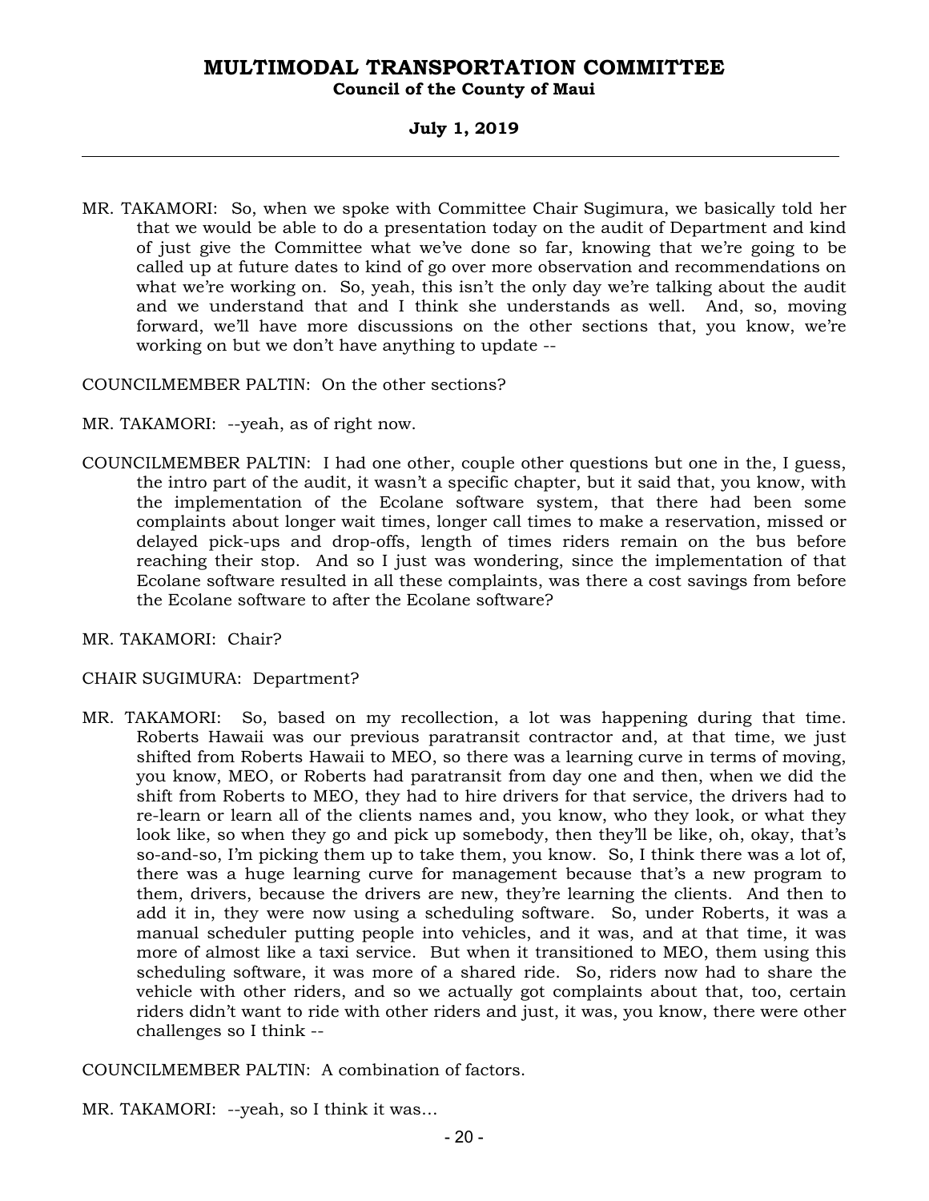MR. TAKAMORI: So, when we spoke with Committee Chair Sugimura, we basically told her that we would be able to do a presentation today on the audit of Department and kind of just give the Committee what we've done so far, knowing that we're going to be called up at future dates to kind of go over more observation and recommendations on what we're working on. So, yeah, this isn't the only day we're talking about the audit and we understand that and I think she understands as well. And, so, moving forward, we'll have more discussions on the other sections that, you know, we're working on but we don't have anything to update --

COUNCILMEMBER PALTIN: On the other sections?

MR. TAKAMORI: --yeah, as of right now.

COUNCILMEMBER PALTIN: I had one other, couple other questions but one in the, I guess, the intro part of the audit, it wasn't a specific chapter, but it said that, you know, with the implementation of the Ecolane software system, that there had been some complaints about longer wait times, longer call times to make a reservation, missed or delayed pick-ups and drop-offs, length of times riders remain on the bus before reaching their stop. And so I just was wondering, since the implementation of that Ecolane software resulted in all these complaints, was there a cost savings from before the Ecolane software to after the Ecolane software?

MR. TAKAMORI: Chair?

CHAIR SUGIMURA: Department?

MR. TAKAMORI: So, based on my recollection, a lot was happening during that time. Roberts Hawaii was our previous paratransit contractor and, at that time, we just shifted from Roberts Hawaii to MEO, so there was a learning curve in terms of moving, you know, MEO, or Roberts had paratransit from day one and then, when we did the shift from Roberts to MEO, they had to hire drivers for that service, the drivers had to re-learn or learn all of the clients names and, you know, who they look, or what they look like, so when they go and pick up somebody, then they'll be like, oh, okay, that's so-and-so, I'm picking them up to take them, you know. So, I think there was a lot of, there was a huge learning curve for management because that's a new program to them, drivers, because the drivers are new, they're learning the clients. And then to add it in, they were now using a scheduling software. So, under Roberts, it was a manual scheduler putting people into vehicles, and it was, and at that time, it was more of almost like a taxi service. But when it transitioned to MEO, them using this scheduling software, it was more of a shared ride. So, riders now had to share the vehicle with other riders, and so we actually got complaints about that, too, certain riders didn't want to ride with other riders and just, it was, you know, there were other challenges so I think --

COUNCILMEMBER PALTIN: A combination of factors.

MR. TAKAMORI: --yeah, so I think it was...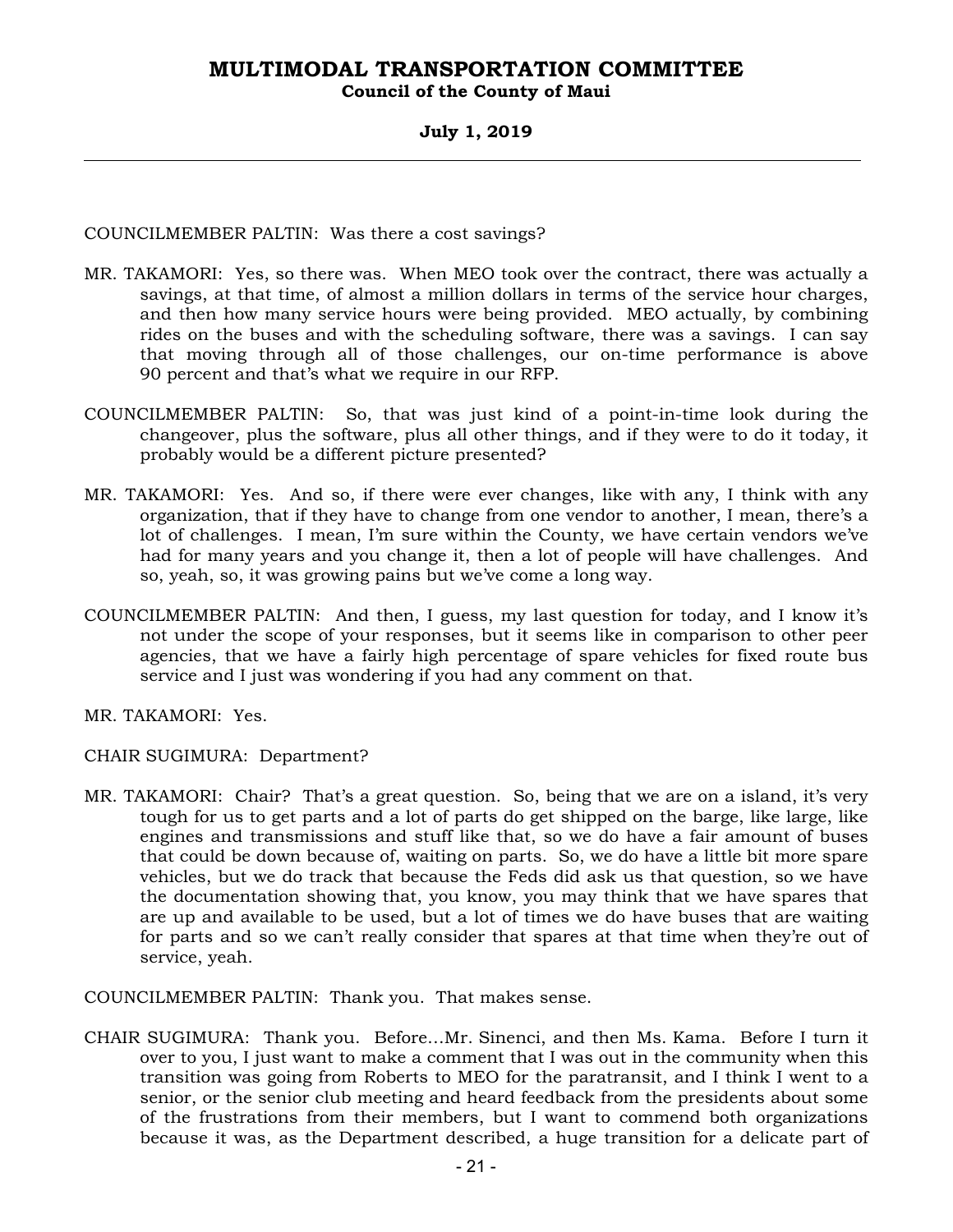COUNCILMEMBER PALTIN: Was there a cost savings?

MR. TAKAMORI: Yes, so there was. When MEO took over the contract, there was actually a savings, at that time, of almost a million dollars in terms of the service hour charges, and then how many service hours were being provided. MEO actually, by combining rides on the buses and with the scheduling software, there was a savings. I can say that moving through all of those challenges, our on-time performance is above 90 percent and that's what we require in our RFP.

COUNCILMEMBER PALTIN: So, that was just kind of a point-in-time look during the changeover, plus the software, plus all other things, and if they were to do it today, it probably would be a different picture presented?

MR. TAKAMORI: Yes. And so, if there were ever changes, like with any, I think with any organization, that if they have to change from one vendor to another, I mean, there's a lot of challenges. I mean, I'm sure within the County, we have certain vendors we've had for many years and you change it, then a lot of people will have challenges. And so, yeah, so, it was growing pains but we've come a long way.

COUNCILMEMBER PALTIN: And then, I guess, my last question for today, and I know it's not under the scope of your responses, but it seems like in comparison to other peer agencies, that we have a fairly high percentage of spare vehicles for fixed route bus service and I just was wondering if you had any comment on that.

MR. TAKAMORI: Yes.

CHAIR SUGIMURA: Department?

MR. TAKAMORI: Chair? That's a great question. So, being that we are on a island, it's very tough for us to get parts and a lot of parts do get shipped on the barge, like large, like engines and transmissions and stuff like that, so we do have a fair amount of buses that could be down because of, waiting on parts. So, we do have a little bit more spare vehicles, but we do track that because the Feds did ask us that question, so we have the documentation showing that, you know, you may think that we have spares that are up and available to be used, but a lot of times we do have buses that are waiting for parts and so we can't really consider that spares at that time when they're out of service, yeah.

COUNCILMEMBER PALTIN: Thank you. That makes sense.

CHAIR SUGIMURA: Thank you. Before...Mr. Sinenci, and then Ms. Kama. Before I turn it over to you, I just want to make a comment that I was out in the community when this transition was going from Roberts to MEO for the paratransit, and I think I went to a senior, or the senior club meeting and heard feedback from the presidents about some of the frustrations from their members, but I want to commend both organizations because it was, as the Department described, a huge transition for a delicate part of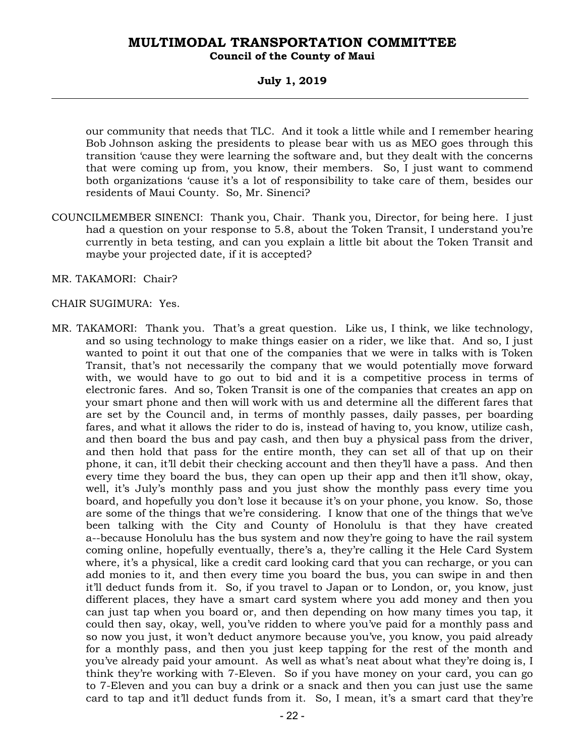our community that needs that TLC. And it took a little while and I remember hearing Bob Johnson asking the presidents to please bear with us as MEO goes through this transition 'cause they were learning the software and, but they dealt with the concerns that were coming up from, you know, their members. So, I just want to commend both organizations 'cause it's a lot of responsibility to take care of them, besides our residents of Maui County. So, Mr. Sinenci?

COUNCILMEMBER SINENCI: Thank you, Chair. Thank you, Director, for being here. I just had a question on your response to 5.8, about the Token Transit, I understand you're currently in beta testing, and can you explain a little bit about the Token Transit and maybe your projected date, if it is accepted?

MR. TAKAMORI: Chair?

CHAIR SUGIMURA: Yes.

MR. TAKAMORI: Thank you. That's a great question. Like us, I think, we like technology, and so using technology to make things easier on a rider, we like that. And so, I just wanted to point it out that one of the companies that we were in talks with is Token Transit, that's not necessarily the company that we would potentially move forward with, we would have to go out to bid and it is a competitive process in terms of electronic fares. And so, Token Transit is one of the companies that creates an app on your smart phone and then will work with us and determine all the different fares that are set by the Council and, in terms of monthly passes, daily passes, per boarding fares, and what it allows the rider to do is, instead of having to, you know, utilize cash, and then board the bus and pay cash, and then buy a physical pass from the driver, and then hold that pass for the entire month, they can set all of that up on their phone, it can, it'll debit their checking account and then they'll have a pass. And then every time they board the bus, they can open up their app and then it'll show, okay, well, it's July's monthly pass and you just show the monthly pass every time you board, and hopefully you don't lose it because it's on your phone, you know. So, those are some of the things that we're considering. I know that one of the things that we've been talking with the City and County of Honolulu is that they have created a--because Honolulu has the bus system and now they're going to have the rail system coming online, hopefully eventually, there's a, they're calling it the Hele Card System where, it's a physical, like a credit card looking card that you can recharge, or you can add monies to it, and then every time you board the bus, you can swipe in and then it'll deduct funds from it. So, if you travel to Japan or to London, or, you know, just different places, they have a smart card system where you add money and then you can just tap when you board or, and then depending on how many times you tap, it could then say, okay, well, you've ridden to where you've paid for a monthly pass and so now you just, it won't deduct anymore because you've, you know, you paid already for a monthly pass, and then you just keep tapping for the rest of the month and you've already paid your amount. As well as what's neat about what they're doing is, I think they're working with 7-Eleven. So if you have money on your card, you can go to 7-Eleven and you can buy a drink or a snack and then you can just use the same card to tap and it'll deduct funds from it. So, I mean, it's a smart card that they're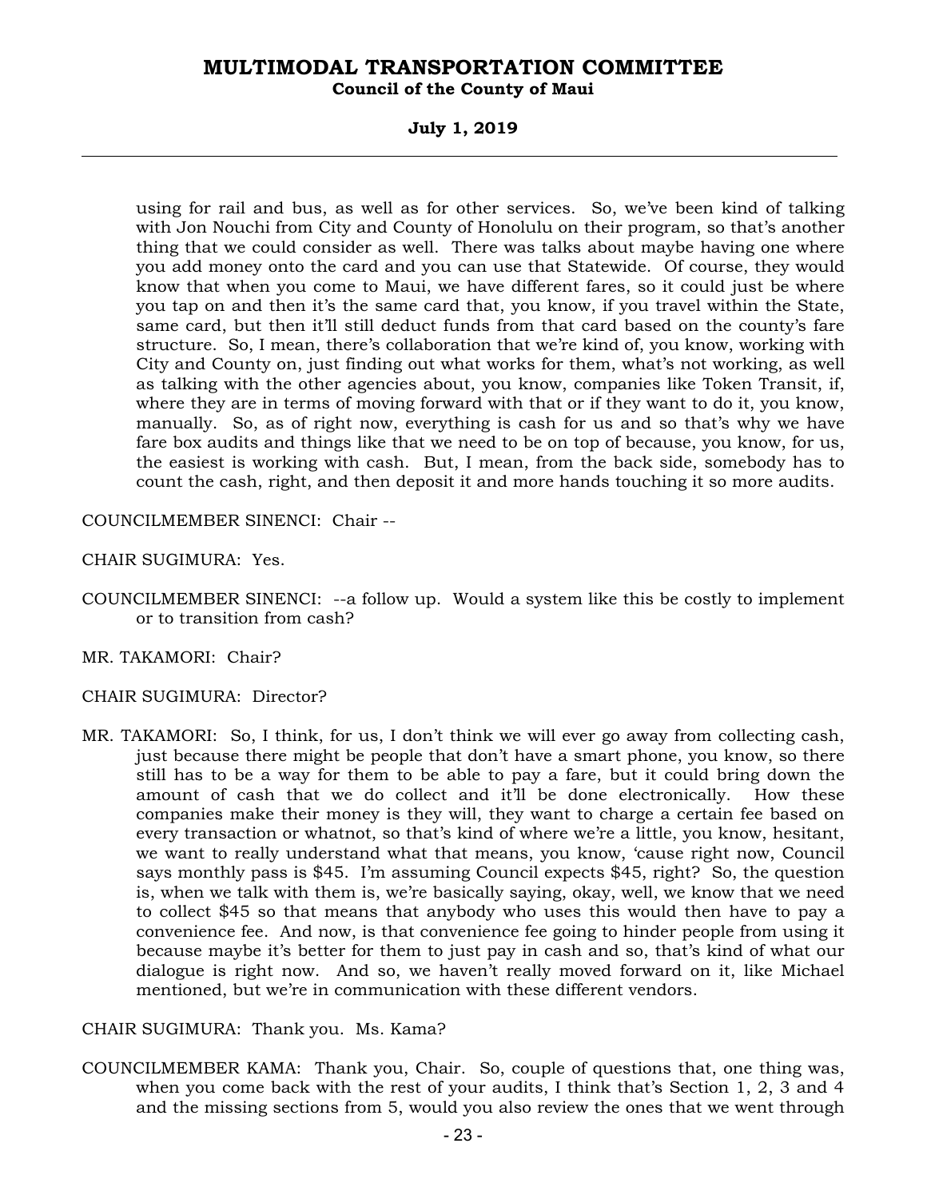using for rail and bus, as well as for other services. So, we've been kind of talking with Jon Nouchi from City and County of Honolulu on their program, so that's another thing that we could consider as well. There was talks about maybe having one where you add money onto the card and you can use that Statewide. Of course, they would know that when you come to Maui, we have different fares, so it could just be where you tap on and then it's the same card that, you know, if you travel within the State, same card, but then it'll still deduct funds from that card based on the county's fare structure. So, I mean, there's collaboration that we're kind of, you know, working with City and County on, just finding out what works for them, what's not working, as well as talking with the other agencies about, you know, companies like Token Transit, if, where they are in terms of moving forward with that or if they want to do it, you know, manually. So, as of right now, everything is cash for us and so that's why we have fare box audits and things like that we need to be on top of because, you know, for us, the easiest is working with cash. But, I mean, from the back side, somebody has to count the cash, right, and then deposit it and more hands touching it so more audits.

COUNCILMEMBER SINENCI: Chair --

CHAIR SUGIMURA: Yes.

COUNCILMEMBER SINENCI: --a follow up. Would a system like this be costly to implement or to transition from cash?

MR. TAKAMORI: Chair?

CHAIR SUGIMURA: Director?

MR. TAKAMORI: So, I think, for us, I don't think we will ever go away from collecting cash, just because there might be people that don't have a smart phone, you know, so there still has to be a way for them to be able to pay a fare, but it could bring down the amount of cash that we do collect and it'll be done electronically. How these companies make their money is they will, they want to charge a certain fee based on every transaction or whatnot, so that's kind of where we're a little, you know, hesitant, we want to really understand what that means, you know, 'cause right now, Council says monthly pass is $45. I'm assuming Council expects $45, right? So, the question is, when we talk with them is, we're basically saying, okay, well, we know that we need to collect $45 so that means that anybody who uses this would then have to pay a convenience fee. And now, is that convenience fee going to hinder people from using it because maybe it's better for them to just pay in cash and so, that's kind of what our dialogue is right now. And so, we haven't really moved forward on it, like Michael mentioned, but we're in communication with these different vendors.

CHAIR SUGIMURA: Thank you. Ms. Kama?

COUNCILMEMBER KAMA: Thank you, Chair. So, couple of questions that, one thing was, when you come back with the rest of your audits, I think that's Section 1, 2, 3 and 4 and the missing sections from 5, would you also review the ones that we went through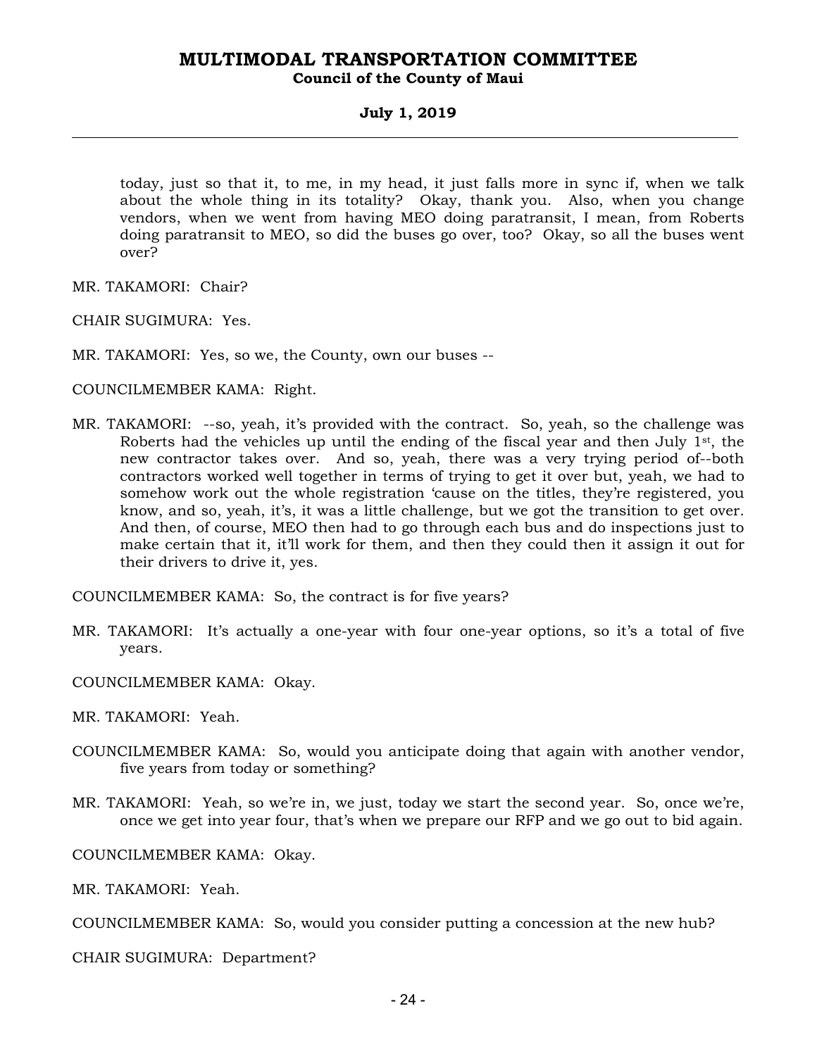today, just so that it, to me, in my head, it just falls more in sync if, when we talk about the whole thing in its totality? Okay, thank you. Also, when you change vendors, when we went from having MEO doing paratransit, I mean, from Roberts doing paratransit to MEO, so did the buses go over, too? Okay, so all the buses went over?

MR. TAKAMORI: Chair?

CHAIR SUGIMURA: Yes.

MR. TAKAMORI: Yes, so we, the County, own our buses --

COUNCILMEMBER KAMA: Right.

MR. TAKAMORI: --so, yeah, it's provided with the contract. So, yeah, so the challenge was Roberts had the vehicles up until the ending of the fiscal year and then July 1st, the new contractor takes over. And so, yeah, there was a very trying period of--both contractors worked well together in terms of trying to get it over but, yeah, we had to somehow work out the whole registration 'cause on the titles, they're registered, you know, and so, yeah, it's, it was a little challenge, but we got the transition to get over. And then, of course, MEO then had to go through each bus and do inspections just to make certain that it, it'll work for them, and then they could then it assign it out for their drivers to drive it, yes.

COUNCILMEMBER KAMA: So, the contract is for five years?

MR. TAKAMORI: It's actually a one-year with four one-year options, so it's a total of five years.

COUNCILMEMBER KAMA: Okay.

MR. TAKAMORI: Yeah.

COUNCILMEMBER KAMA: So, would you anticipate doing that again with another vendor, five years from today or something?

MR. TAKAMORI: Yeah, so we're in, we just, today we start the second year. So, once we're, once we get into year four, that's when we prepare our RFP and we go out to bid again.

COUNCILMEMBER KAMA: Okay.

MR. TAKAMORI: Yeah.

COUNCILMEMBER KAMA: So, would you consider putting a concession at the new hub?

CHAIR SUGIMURA: Department?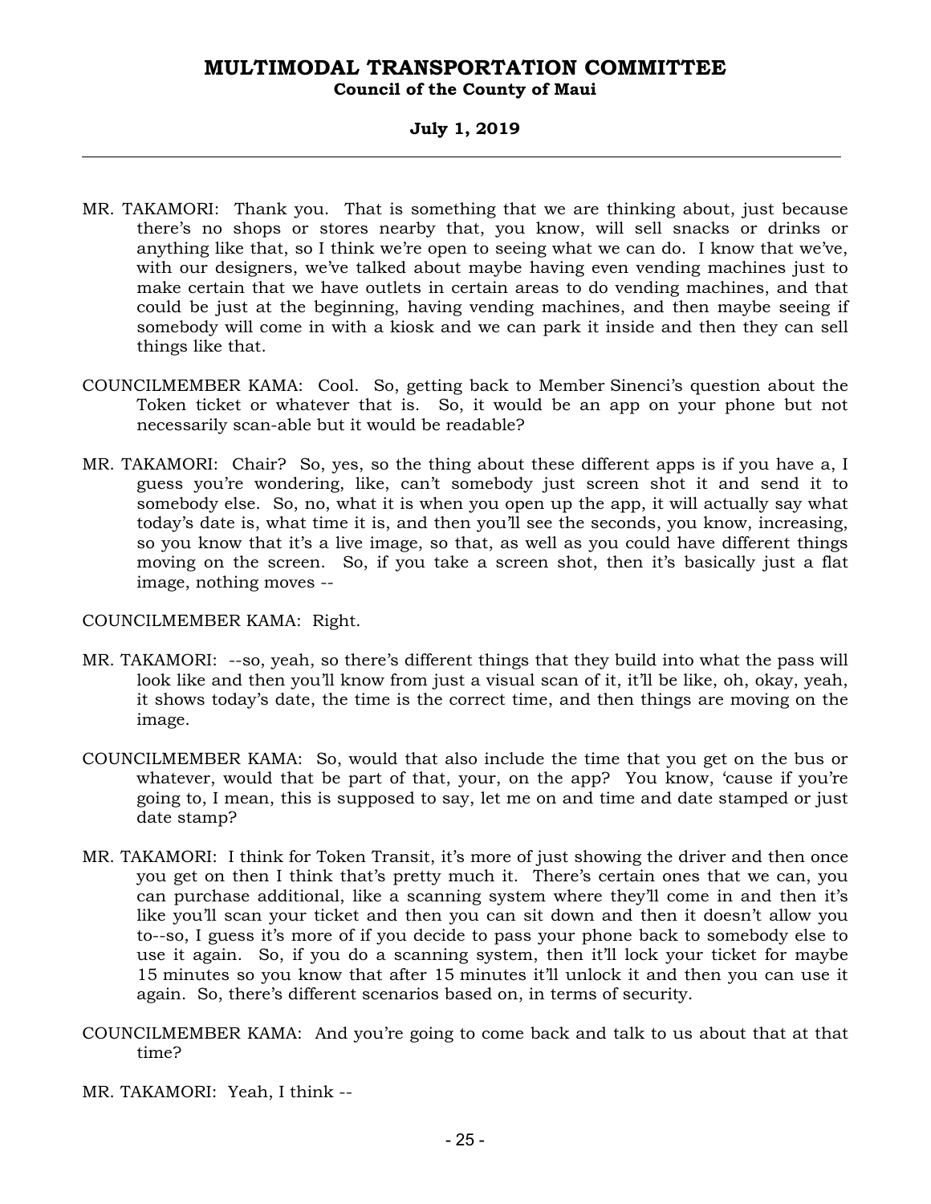MR. TAKAMORI: Thank you. That is something that we are thinking about, just because there's no shops or stores nearby that, you know, will sell snacks or drinks or anything like that, so I think we're open to seeing what we can do. I know that we've, with our designers, we've talked about maybe having even vending machines just to make certain that we have outlets in certain areas to do vending machines, and that could be just at the beginning, having vending machines, and then maybe seeing if somebody will come in with a kiosk and we can park it inside and then they can sell things like that.

COUNCILMEMBER KAMA: Cool. So, getting back to Member Sinenci's question about the Token ticket or whatever that is. So, it would be an app on your phone but not necessarily scan-able but it would be readable?

MR. TAKAMORI: Chair? So, yes, so the thing about these different apps is if you have a, I guess you're wondering, like, can't somebody just screen shot it and send it to somebody else. So, no, what it is when you open up the app, it will actually say what today's date is, what time it is, and then you'll see the seconds, you know, increasing, so you know that it's a live image, so that, as well as you could have different things moving on the screen. So, if you take a screen shot, then it's basically just a flat image, nothing moves --

COUNCILMEMBER KAMA: Right.

MR. TAKAMORI: --so, yeah, so there's different things that they build into what the pass will look like and then you'll know from just a visual scan of it, it'll be like, oh, okay, yeah, it shows today's date, the time is the correct time, and then things are moving on the image.

COUNCILMEMBER KAMA: So, would that also include the time that you get on the bus or whatever, would that be part of that, your, on the app? You know, 'cause if you're going to, I mean, this is supposed to say, let me on and time and date stamped or just date stamp?

MR. TAKAMORI: I think for Token Transit, it's more of just showing the driver and then once you get on then I think that's pretty much it. There's certain ones that we can, you can purchase additional, like a scanning system where they'll come in and then it's like you'll scan your ticket and then you can sit down and then it doesn't allow you to--so, I guess it's more of if you decide to pass your phone back to somebody else to use it again. So, if you do a scanning system, then it'll lock your ticket for maybe 15 minutes so you know that after 15 minutes it'll unlock it and then you can use it again. So, there's different scenarios based on, in terms of security.

COUNCILMEMBER KAMA: And you're going to come back and talk to us about that at that time?

MR. TAKAMORI: Yeah, I think --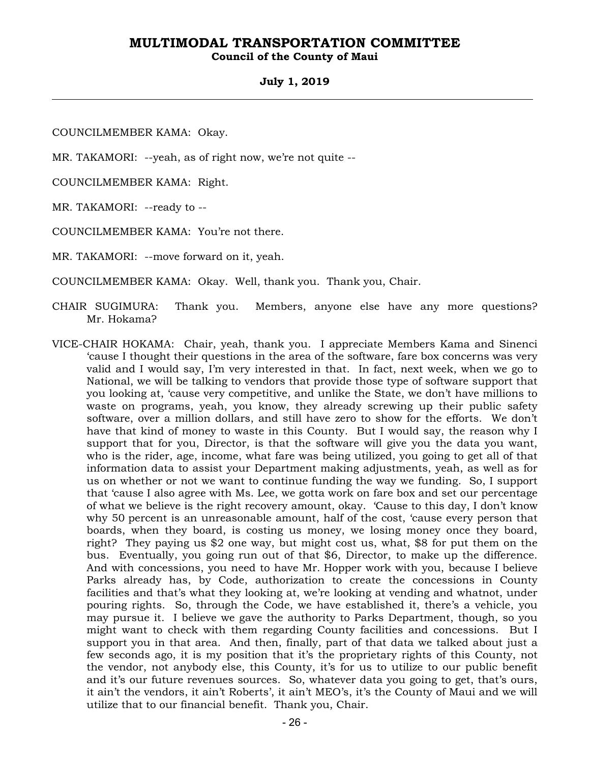COUNCILMEMBER KAMA: Okay.

MR. TAKAMORI: --yeah, as of right now, we're not quite --

COUNCILMEMBER KAMA: Right.

MR. TAKAMORI: --ready to --

COUNCILMEMBER KAMA: You're not there.

MR. TAKAMORI: --move forward on it, yeah.

COUNCILMEMBER KAMA: Okay. Well, thank you. Thank you, Chair.

CHAIR SUGIMURA: Thank you. Members, anyone else have any more questions? Mr. Hokama?

VICE-CHAIR HOKAMA: Chair, yeah, thank you. I appreciate Members Kama and Sinenci 'cause I thought their questions in the area of the software, fare box concerns was very valid and I would say, I'm very interested in that. In fact, next week, when we go to National, we will be talking to vendors that provide those type of software support that you looking at, 'cause very competitive, and unlike the State, we don't have millions to waste on programs, yeah, you know, they already screwing up their public safety software, over a million dollars, and still have zero to show for the efforts. We don't have that kind of money to waste in this County. But I would say, the reason why I support that for you, Director, is that the software will give you the data you want, who is the rider, age, income, what fare was being utilized, you going to get all of that information data to assist your Department making adjustments, yeah, as well as for us on whether or not we want to continue funding the way we funding. So, I support that 'cause I also agree with Ms. Lee, we gotta work on fare box and set our percentage of what we believe is the right recovery amount, okay. 'Cause to this day, I don't know why 50 percent is an unreasonable amount, half of the cost, 'cause every person that boards, when they board, is costing us money, we losing money once they board, right? They paying us $2 one way, but might cost us, what, $8 for put them on the bus. Eventually, you going run out of that $6, Director, to make up the difference. And with concessions, you need to have Mr. Hopper work with you, because I believe Parks already has, by Code, authorization to create the concessions in County facilities and that's what they looking at, we're looking at vending and whatnot, under pouring rights. So, through the Code, we have established it, there's a vehicle, you may pursue it. I believe we gave the authority to Parks Department, though, so you might want to check with them regarding County facilities and concessions. But I support you in that area. And then, finally, part of that data we talked about just a few seconds ago, it is my position that it's the proprietary rights of this County, not the vendor, not anybody else, this County, it's for us to utilize to our public benefit and it's our future revenues sources. So, whatever data you going to get, that's ours, it ain't the vendors, it ain't Roberts', it ain't MEO's, it's the County of Maui and we will utilize that to our financial benefit. Thank you, Chair.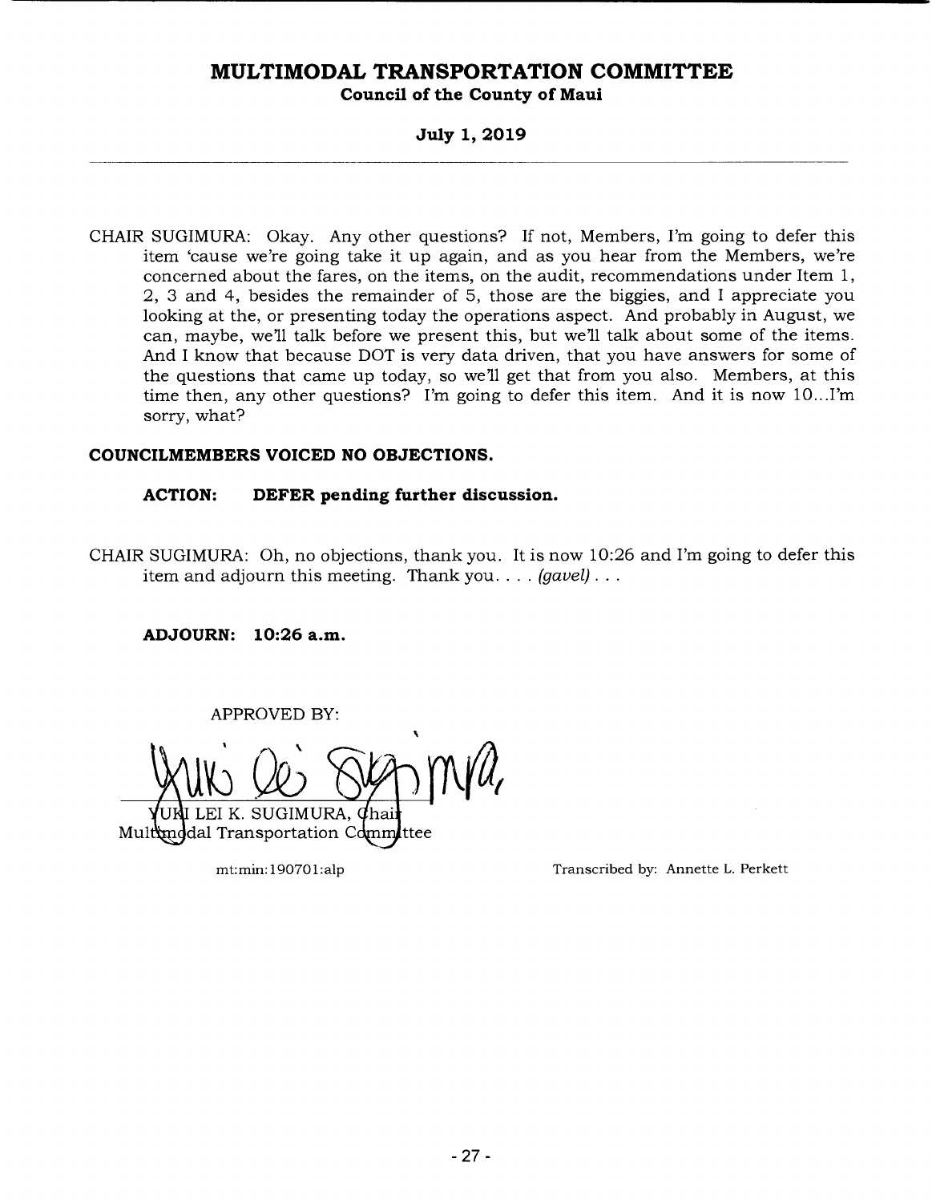CHAIR SUGIMURA: Okay. Any other questions? If not, Members, I'm going to defer this item 'cause we're going take it up again, and as you hear from the Members, we're concerned about the fares, on the items, on the audit, recommendations under Item 1, 2, 3 and 4, besides the remainder of 5, those are the biggies, and I appreciate you looking at the, or presenting today the operations aspect. And probably in August, we can, maybe, we'll talk before we present this, but we'll talk about some of the items. And I know that because DOT is very data driven, that you have answers for some of the questions that came up today, so we'll get that from you also. Members, at this time then, any other questions? I'm going to defer this item. And it is now 10...I'm sorry, what?

**COUNCILMEMBERS VOICED NO OBJECTIONS.**

**ACTION: DEFER pending further discussion.**

CHAIR SUGIMURA: Oh, no objections, thank you. It is now 10:26 and I'm going to defer this item and adjourn this meeting. Thank you. . . . *(gavel)* . . .

**ADJOURN: 10:26 a.m.**

APPROVED BY:

YUKI LEI K. SUGIMURA, Chair
Multimodal Transportation Committee

mt:min:190701:alp

Transcribed by: Annette L. Perkett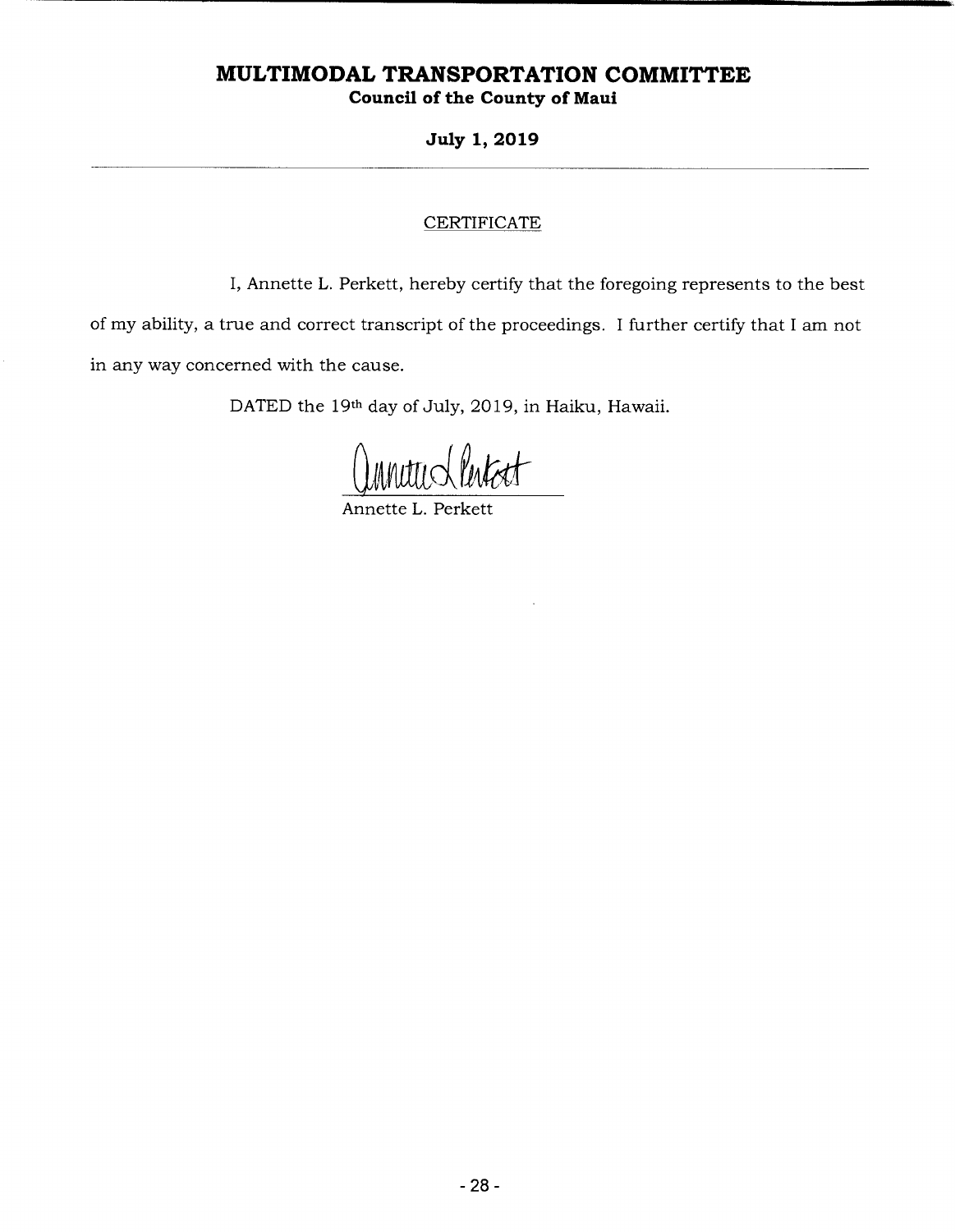# MULTIMODAL TRANSPORTATION COMMITTEE
**Council of the County of Maui**

**July 1, 2019**

---

CERTIFICATE

I, Annette L. Perkett, hereby certify that the foregoing represents to the best of my ability, a true and correct transcript of the proceedings. I further certify that I am not in any way concerned with the cause.

DATED the 19th day of July, 2019, in Haiku, Hawaii.

Annette L. Perkett